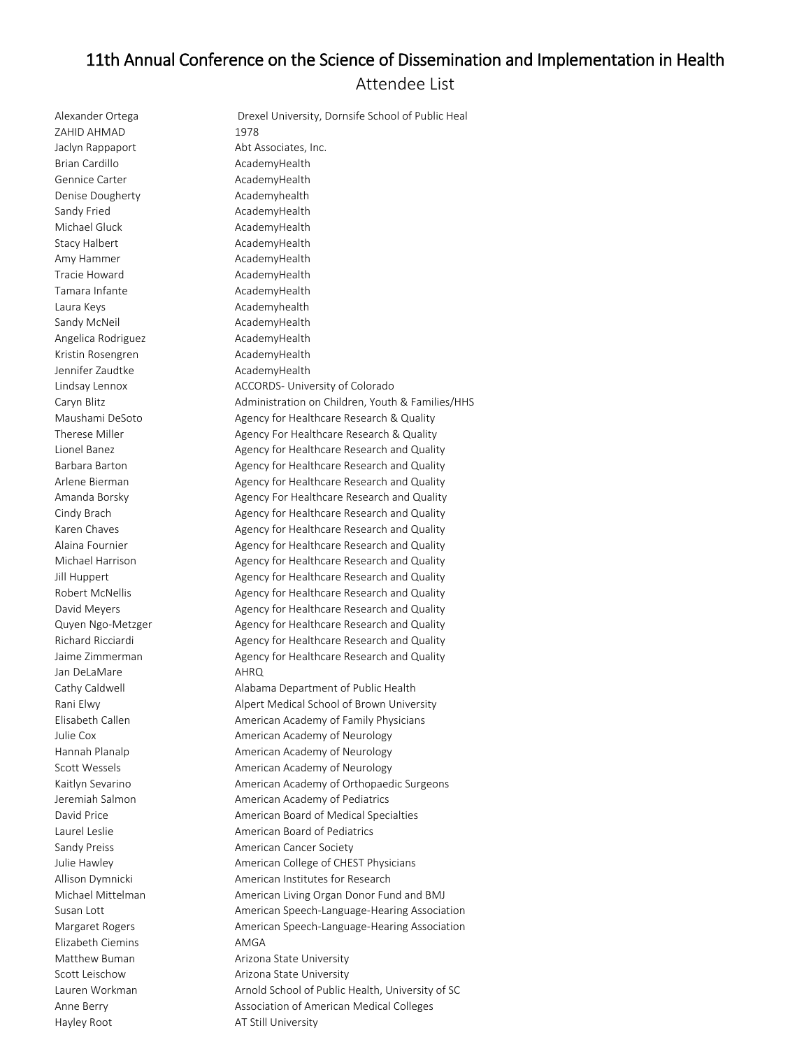# 11th Annual Conference on the Science of Dissemination and Implementation in Health

## Attendee List

| | |
|---|---|
| Alexander Ortega | Drexel University, Dornsife School of Public Heal |
| ZAHID AHMAD | 1978 |
| Jaclyn Rappaport | Abt Associates, Inc. |
| Brian Cardillo | AcademyHealth |
| Gennice Carter | AcademyHealth |
| Denise Dougherty | Academyhealth |
| Sandy Fried | AcademyHealth |
| Michael Gluck | AcademyHealth |
| Stacy Halbert | AcademyHealth |
| Amy Hammer | AcademyHealth |
| Tracie Howard | AcademyHealth |
| Tamara Infante | AcademyHealth |
| Laura Keys | Academyhealth |
| Sandy McNeil | AcademyHealth |
| Angelica Rodriguez | AcademyHealth |
| Kristin Rosengren | AcademyHealth |
| Jennifer Zaudtke | AcademyHealth |
| Lindsay Lennox | ACCORDS- University of Colorado |
| Caryn Blitz | Administration on Children, Youth & Families/HHS |
| Maushami DeSoto | Agency for Healthcare Research & Quality |
| Therese Miller | Agency For Healthcare Research & Quality |
| Lionel Banez | Agency for Healthcare Research and Quality |
| Barbara Barton | Agency for Healthcare Research and Quality |
| Arlene Bierman | Agency for Healthcare Research and Quality |
| Amanda Borsky | Agency For Healthcare Research and Quality |
| Cindy Brach | Agency for Healthcare Research and Quality |
| Karen Chaves | Agency for Healthcare Research and Quality |
| Alaina Fournier | Agency for Healthcare Research and Quality |
| Michael Harrison | Agency for Healthcare Research and Quality |
| Jill Huppert | Agency for Healthcare Research and Quality |
| Robert McNellis | Agency for Healthcare Research and Quality |
| David Meyers | Agency for Healthcare Research and Quality |
| Quyen Ngo-Metzger | Agency for Healthcare Research and Quality |
| Richard Ricciardi | Agency for Healthcare Research and Quality |
| Jaime Zimmerman | Agency for Healthcare Research and Quality |
| Jan DeLaMare | AHRQ |
| Cathy Caldwell | Alabama Department of Public Health |
| Rani Elwy | Alpert Medical School of Brown University |
| Elisabeth Callen | American Academy of Family Physicians |
| Julie Cox | American Academy of Neurology |
| Hannah Planalp | American Academy of Neurology |
| Scott Wessels | American Academy of Neurology |
| Kaitlyn Sevarino | American Academy of Orthopaedic Surgeons |
| Jeremiah Salmon | American Academy of Pediatrics |
| David Price | American Board of Medical Specialties |
| Laurel Leslie | American Board of Pediatrics |
| Sandy Preiss | American Cancer Society |
| Julie Hawley | American College of CHEST Physicians |
| Allison Dymnicki | American Institutes for Research |
| Michael Mittelman | American Living Organ Donor Fund and BMJ |
| Susan Lott | American Speech-Language-Hearing Association |
| Margaret Rogers | American Speech-Language-Hearing Association |
| Elizabeth Ciemins | AMGA |
| Matthew Buman | Arizona State University |
| Scott Leischow | Arizona State University |
| Lauren Workman | Arnold School of Public Health, University of SC |
| Anne Berry | Association of American Medical Colleges |
| Hayley Root | AT Still University |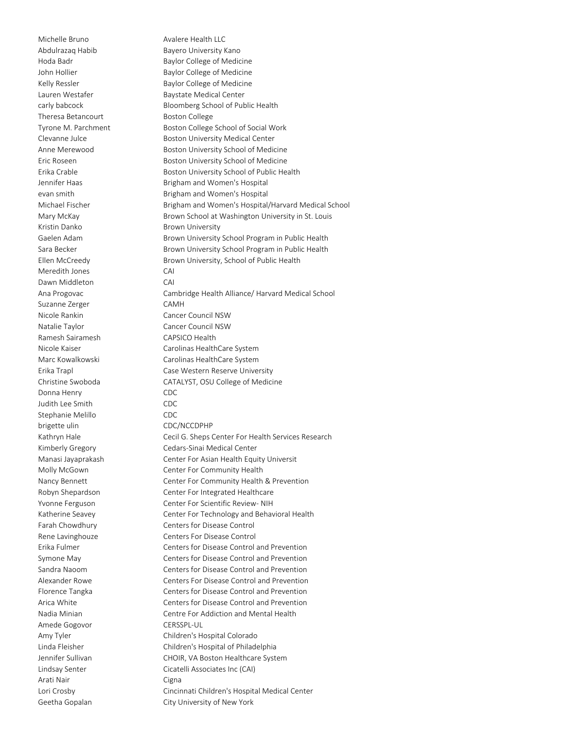| | |
|---|---|
| Michelle Bruno | Avalere Health LLC |
| Abdulrazaq Habib | Bayero University Kano |
| Hoda Badr | Baylor College of Medicine |
| John Hollier | Baylor College of Medicine |
| Kelly Ressler | Baylor College of Medicine |
| Lauren Westafer | Baystate Medical Center |
| carly babcock | Bloomberg School of Public Health |
| Theresa Betancourt | Boston College |
| Tyrone M. Parchment | Boston College School of Social Work |
| Clevanne Julce | Boston University Medical Center |
| Anne Merewood | Boston University School of Medicine |
| Eric Roseen | Boston University School of Medicine |
| Erika Crable | Boston University School of Public Health |
| Jennifer Haas | Brigham and Women's Hospital |
| evan smith | Brigham and Women's Hospital |
| Michael Fischer | Brigham and Women's Hospital/Harvard Medical School |
| Mary McKay | Brown School at Washington University in St. Louis |
| Kristin Danko | Brown University |
| Gaelen Adam | Brown University School Program in Public Health |
| Sara Becker | Brown University School Program in Public Health |
| Ellen McCreedy | Brown University, School of Public Health |
| Meredith Jones | CAI |
| Dawn Middleton | CAI |
| Ana Progovac | Cambridge Health Alliance/ Harvard Medical School |
| Suzanne Zerger | CAMH |
| Nicole Rankin | Cancer Council NSW |
| Natalie Taylor | Cancer Council NSW |
| Ramesh Sairamesh | CAPSICO Health |
| Nicole Kaiser | Carolinas HealthCare System |
| Marc Kowalkowski | Carolinas HealthCare System |
| Erika Trapl | Case Western Reserve University |
| Christine Swoboda | CATALYST, OSU College of Medicine |
| Donna Henry | CDC |
| Judith Lee Smith | CDC |
| Stephanie Melillo | CDC |
| brigette ulin | CDC/NCCDPHP |
| Kathryn Hale | Cecil G. Sheps Center For Health Services Research |
| Kimberly Gregory | Cedars-Sinai Medical Center |
| Manasi Jayaprakash | Center For Asian Health Equity Universit |
| Molly McGown | Center For Community Health |
| Nancy Bennett | Center For Community Health & Prevention |
| Robyn Shepardson | Center For Integrated Healthcare |
| Yvonne Ferguson | Center For Scientific Review- NIH |
| Katherine Seavey | Center For Technology and Behavioral Health |
| Farah Chowdhury | Centers for Disease Control |
| Rene Lavinghouze | Centers For Disease Control |
| Erika Fulmer | Centers for Disease Control and Prevention |
| Symone May | Centers for Disease Control and Prevention |
| Sandra Naoom | Centers for Disease Control and Prevention |
| Alexander Rowe | Centers For Disease Control and Prevention |
| Florence Tangka | Centers for Disease Control and Prevention |
| Arica White | Centers for Disease Control and Prevention |
| Nadia Minian | Centre For Addiction and Mental Health |
| Amede Gogovor | CERSSPL-UL |
| Amy Tyler | Children's Hospital Colorado |
| Linda Fleisher | Children's Hospital of Philadelphia |
| Jennifer Sullivan | CHOIR, VA Boston Healthcare System |
| Lindsay Senter | Cicatelli Associates Inc (CAI) |
| Arati Nair | Cigna |
| Lori Crosby | Cincinnati Children's Hospital Medical Center |
| Geetha Gopalan | City University of New York |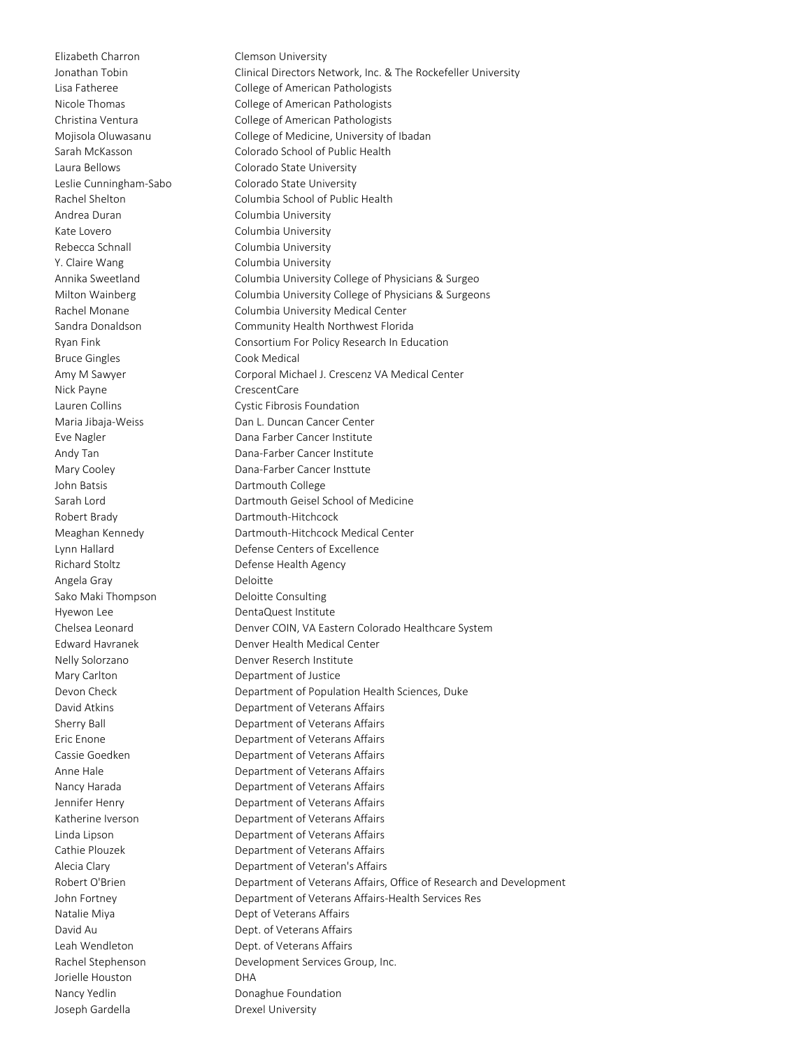| | |
|---|---|
| Elizabeth Charron | Clemson University |
| Jonathan Tobin | Clinical Directors Network, Inc. & The Rockefeller University |
| Lisa Fatheree | College of American Pathologists |
| Nicole Thomas | College of American Pathologists |
| Christina Ventura | College of American Pathologists |
| Mojisola Oluwasanu | College of Medicine, University of Ibadan |
| Sarah McKasson | Colorado School of Public Health |
| Laura Bellows | Colorado State University |
| Leslie Cunningham-Sabo | Colorado State University |
| Rachel Shelton | Columbia School of Public Health |
| Andrea Duran | Columbia University |
| Kate Lovero | Columbia University |
| Rebecca Schnall | Columbia University |
| Y. Claire Wang | Columbia University |
| Annika Sweetland | Columbia University College of Physicians & Surgeo |
| Milton Wainberg | Columbia University College of Physicians & Surgeons |
| Rachel Monane | Columbia University Medical Center |
| Sandra Donaldson | Community Health Northwest Florida |
| Ryan Fink | Consortium For Policy Research In Education |
| Bruce Gingles | Cook Medical |
| Amy M Sawyer | Corporal Michael J. Crescenz VA Medical Center |
| Nick Payne | CrescentCare |
| Lauren Collins | Cystic Fibrosis Foundation |
| Maria Jibaja-Weiss | Dan L. Duncan Cancer Center |
| Eve Nagler | Dana Farber Cancer Institute |
| Andy Tan | Dana-Farber Cancer Institute |
| Mary Cooley | Dana-Farber Cancer Insttute |
| John Batsis | Dartmouth College |
| Sarah Lord | Dartmouth Geisel School of Medicine |
| Robert Brady | Dartmouth-Hitchcock |
| Meaghan Kennedy | Dartmouth-Hitchcock Medical Center |
| Lynn Hallard | Defense Centers of Excellence |
| Richard Stoltz | Defense Health Agency |
| Angela Gray | Deloitte |
| Sako Maki Thompson | Deloitte Consulting |
| Hyewon Lee | DentaQuest Institute |
| Chelsea Leonard | Denver COIN, VA Eastern Colorado Healthcare System |
| Edward Havranek | Denver Health Medical Center |
| Nelly Solorzano | Denver Reserch Institute |
| Mary Carlton | Department of Justice |
| Devon Check | Department of Population Health Sciences, Duke |
| David Atkins | Department of Veterans Affairs |
| Sherry Ball | Department of Veterans Affairs |
| Eric Enone | Department of Veterans Affairs |
| Cassie Goedken | Department of Veterans Affairs |
| Anne Hale | Department of Veterans Affairs |
| Nancy Harada | Department of Veterans Affairs |
| Jennifer Henry | Department of Veterans Affairs |
| Katherine Iverson | Department of Veterans Affairs |
| Linda Lipson | Department of Veterans Affairs |
| Cathie Plouzek | Department of Veterans Affairs |
| Alecia Clary | Department of Veteran's Affairs |
| Robert O'Brien | Department of Veterans Affairs, Office of Research and Development |
| John Fortney | Department of Veterans Affairs-Health Services Res |
| Natalie Miya | Dept of Veterans Affairs |
| David Au | Dept. of Veterans Affairs |
| Leah Wendleton | Dept. of Veterans Affairs |
| Rachel Stephenson | Development Services Group, Inc. |
| Jorielle Houston | DHA |
| Nancy Yedlin | Donaghue Foundation |
| Joseph Gardella | Drexel University |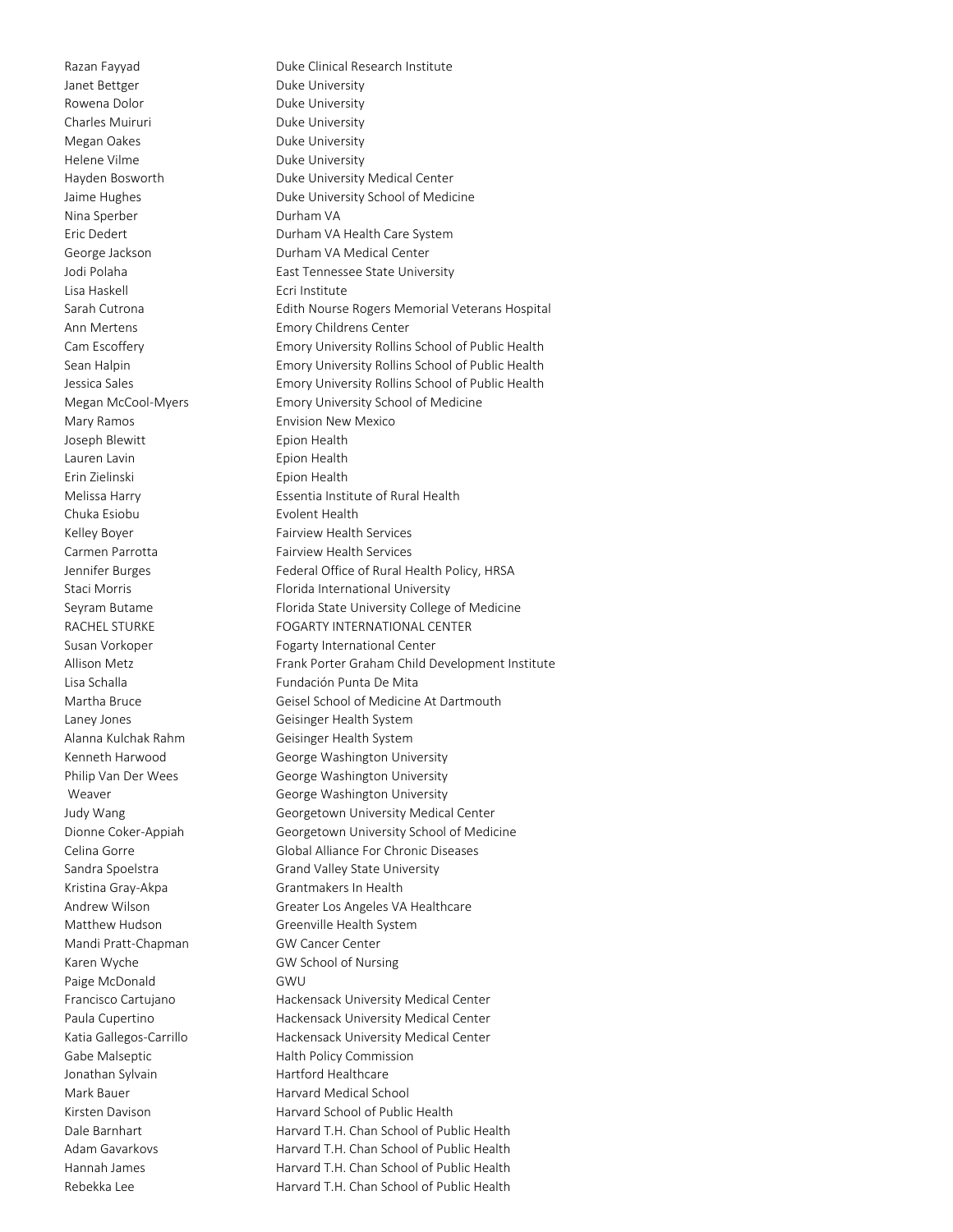| | |
|---|---|
| Razan Fayyad | Duke Clinical Research Institute |
| Janet Bettger | Duke University |
| Rowena Dolor | Duke University |
| Charles Muiruri | Duke University |
| Megan Oakes | Duke University |
| Helene Vilme | Duke University |
| Hayden Bosworth | Duke University Medical Center |
| Jaime Hughes | Duke University School of Medicine |
| Nina Sperber | Durham VA |
| Eric Dedert | Durham VA Health Care System |
| George Jackson | Durham VA Medical Center |
| Jodi Polaha | East Tennessee State University |
| Lisa Haskell | Ecri Institute |
| Sarah Cutrona | Edith Nourse Rogers Memorial Veterans Hospital |
| Ann Mertens | Emory Childrens Center |
| Cam Escoffery | Emory University Rollins School of Public Health |
| Sean Halpin | Emory University Rollins School of Public Health |
| Jessica Sales | Emory University Rollins School of Public Health |
| Megan McCool-Myers | Emory University School of Medicine |
| Mary Ramos | Envision New Mexico |
| Joseph Blewitt | Epion Health |
| Lauren Lavin | Epion Health |
| Erin Zielinski | Epion Health |
| Melissa Harry | Essentia Institute of Rural Health |
| Chuka Esiobu | Evolent Health |
| Kelley Boyer | Fairview Health Services |
| Carmen Parrotta | Fairview Health Services |
| Jennifer Burges | Federal Office of Rural Health Policy, HRSA |
| Staci Morris | Florida International University |
| Seyram Butame | Florida State University College of Medicine |
| RACHEL STURKE | FOGARTY INTERNATIONAL CENTER |
| Susan Vorkoper | Fogarty International Center |
| Allison Metz | Frank Porter Graham Child Development Institute |
| Lisa Schalla | Fundación Punta De Mita |
| Martha Bruce | Geisel School of Medicine At Dartmouth |
| Laney Jones | Geisinger Health System |
| Alanna Kulchak Rahm | Geisinger Health System |
| Kenneth Harwood | George Washington University |
| Philip Van Der Wees | George Washington University |
| Weaver | George Washington University |
| Judy Wang | Georgetown University Medical Center |
| Dionne Coker-Appiah | Georgetown University School of Medicine |
| Celina Gorre | Global Alliance For Chronic Diseases |
| Sandra Spoelstra | Grand Valley State University |
| Kristina Gray-Akpa | Grantmakers In Health |
| Andrew Wilson | Greater Los Angeles VA Healthcare |
| Matthew Hudson | Greenville Health System |
| Mandi Pratt-Chapman | GW Cancer Center |
| Karen Wyche | GW School of Nursing |
| Paige McDonald | GWU |
| Francisco Cartujano | Hackensack University Medical Center |
| Paula Cupertino | Hackensack University Medical Center |
| Katia Gallegos-Carrillo | Hackensack University Medical Center |
| Gabe Malseptic | Halth Policy Commission |
| Jonathan Sylvain | Hartford Healthcare |
| Mark Bauer | Harvard Medical School |
| Kirsten Davison | Harvard School of Public Health |
| Dale Barnhart | Harvard T.H. Chan School of Public Health |
| Adam Gavarkovs | Harvard T.H. Chan School of Public Health |
| Hannah James | Harvard T.H. Chan School of Public Health |
| Rebekka Lee | Harvard T.H. Chan School of Public Health |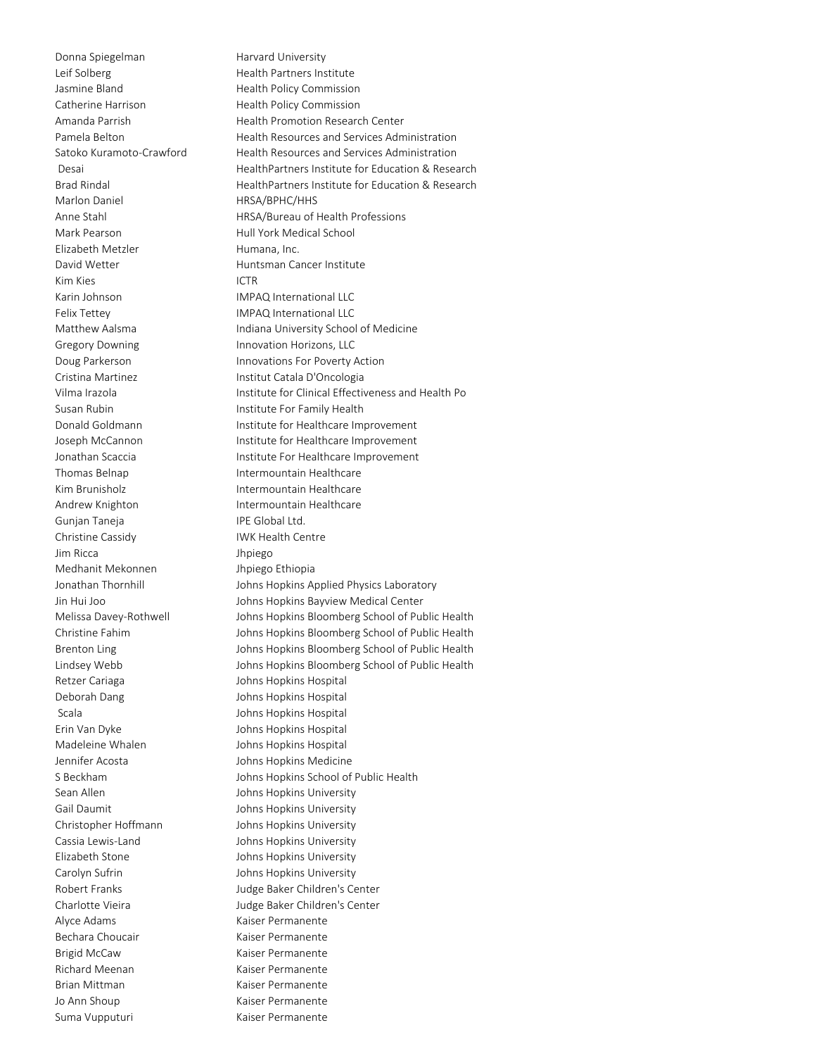| | |
|---|---|
| Donna Spiegelman | Harvard University |
| Leif Solberg | Health Partners Institute |
| Jasmine Bland | Health Policy Commission |
| Catherine Harrison | Health Policy Commission |
| Amanda Parrish | Health Promotion Research Center |
| Pamela Belton | Health Resources and Services Administration |
| Satoko Kuramoto-Crawford | Health Resources and Services Administration |
| Desai | HealthPartners Institute for Education & Research |
| Brad Rindal | HealthPartners Institute for Education & Research |
| Marlon Daniel | HRSA/BPHC/HHS |
| Anne Stahl | HRSA/Bureau of Health Professions |
| Mark Pearson | Hull York Medical School |
| Elizabeth Metzler | Humana, Inc. |
| David Wetter | Huntsman Cancer Institute |
| Kim Kies | ICTR |
| Karin Johnson | IMPAQ International LLC |
| Felix Tettey | IMPAQ International LLC |
| Matthew Aalsma | Indiana University School of Medicine |
| Gregory Downing | Innovation Horizons, LLC |
| Doug Parkerson | Innovations For Poverty Action |
| Cristina Martinez | Institut Catala D'Oncologia |
| Vilma Irazola | Institute for Clinical Effectiveness and Health Po |
| Susan Rubin | Institute For Family Health |
| Donald Goldmann | Institute for Healthcare Improvement |
| Joseph McCannon | Institute for Healthcare Improvement |
| Jonathan Scaccia | Institute For Healthcare Improvement |
| Thomas Belnap | Intermountain Healthcare |
| Kim Brunisholz | Intermountain Healthcare |
| Andrew Knighton | Intermountain Healthcare |
| Gunjan Taneja | IPE Global Ltd. |
| Christine Cassidy | IWK Health Centre |
| Jim Ricca | Jhpiego |
| Medhanit Mekonnen | Jhpiego Ethiopia |
| Jonathan Thornhill | Johns Hopkins Applied Physics Laboratory |
| Jin Hui Joo | Johns Hopkins Bayview Medical Center |
| Melissa Davey-Rothwell | Johns Hopkins Bloomberg School of Public Health |
| Christine Fahim | Johns Hopkins Bloomberg School of Public Health |
| Brenton Ling | Johns Hopkins Bloomberg School of Public Health |
| Lindsey Webb | Johns Hopkins Bloomberg School of Public Health |
| Retzer Cariaga | Johns Hopkins Hospital |
| Deborah Dang | Johns Hopkins Hospital |
| Scala | Johns Hopkins Hospital |
| Erin Van Dyke | Johns Hopkins Hospital |
| Madeleine Whalen | Johns Hopkins Hospital |
| Jennifer Acosta | Johns Hopkins Medicine |
| S Beckham | Johns Hopkins School of Public Health |
| Sean Allen | Johns Hopkins University |
| Gail Daumit | Johns Hopkins University |
| Christopher Hoffmann | Johns Hopkins University |
| Cassia Lewis-Land | Johns Hopkins University |
| Elizabeth Stone | Johns Hopkins University |
| Carolyn Sufrin | Johns Hopkins University |
| Robert Franks | Judge Baker Children's Center |
| Charlotte Vieira | Judge Baker Children's Center |
| Alyce Adams | Kaiser Permanente |
| Bechara Choucair | Kaiser Permanente |
| Brigid McCaw | Kaiser Permanente |
| Richard Meenan | Kaiser Permanente |
| Brian Mittman | Kaiser Permanente |
| Jo Ann Shoup | Kaiser Permanente |
| Suma Vupputuri | Kaiser Permanente |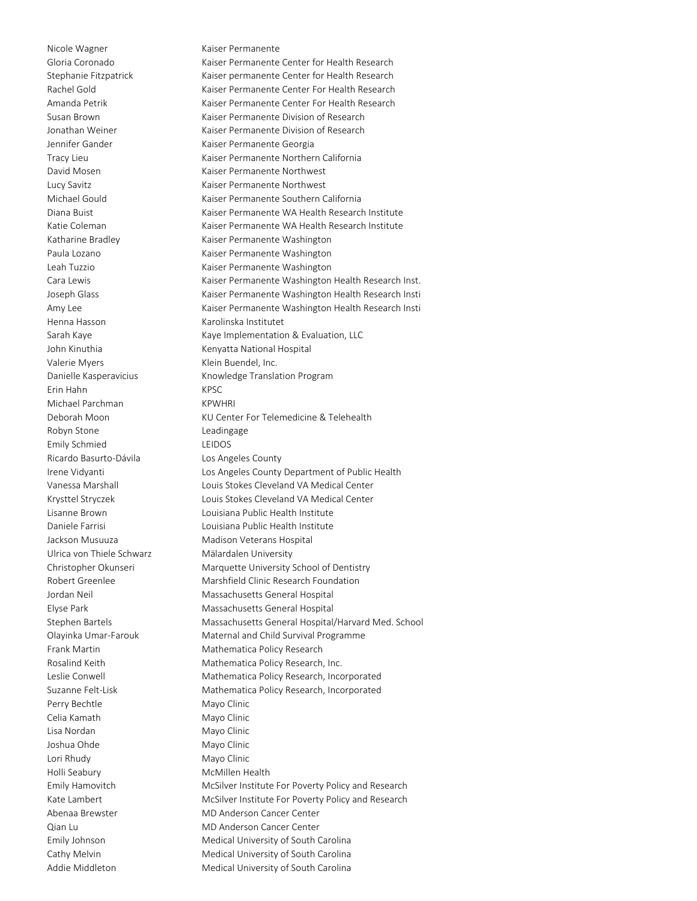| | |
|---|---|
| Nicole Wagner | Kaiser Permanente |
| Gloria Coronado | Kaiser Permanente Center for Health Research |
| Stephanie Fitzpatrick | Kaiser permanente Center for Health Research |
| Rachel Gold | Kaiser Permanente Center For Health Research |
| Amanda Petrik | Kaiser Permanente Center For Health Research |
| Susan Brown | Kaiser Permanente Division of Research |
| Jonathan Weiner | Kaiser Permanente Division of Research |
| Jennifer Gander | Kaiser Permanente Georgia |
| Tracy Lieu | Kaiser Permanente Northern California |
| David Mosen | Kaiser Permanente Northwest |
| Lucy Savitz | Kaiser Permanente Northwest |
| Michael Gould | Kaiser Permanente Southern California |
| Diana Buist | Kaiser Permanente WA Health Research Institute |
| Katie Coleman | Kaiser Permanente WA Health Research Institute |
| Katharine Bradley | Kaiser Permanente Washington |
| Paula Lozano | Kaiser Permanente Washington |
| Leah Tuzzio | Kaiser Permanente Washington |
| Cara Lewis | Kaiser Permanente Washington Health Research Inst. |
| Joseph Glass | Kaiser Permanente Washington Health Research Insti |
| Amy Lee | Kaiser Permanente Washington Health Research Insti |
| Henna Hasson | Karolinska Institutet |
| Sarah Kaye | Kaye Implementation & Evaluation, LLC |
| John Kinuthia | Kenyatta National Hospital |
| Valerie Myers | Klein Buendel, Inc. |
| Danielle Kasperavicius | Knowledge Translation Program |
| Erin Hahn | KPSC |
| Michael Parchman | KPWHRI |
| Deborah Moon | KU Center For Telemedicine & Telehealth |
| Robyn Stone | Leadingage |
| Emily Schmied | LEIDOS |
| Ricardo Basurto-Dávila | Los Angeles County |
| Irene Vidyanti | Los Angeles County Department of Public Health |
| Vanessa Marshall | Louis Stokes Cleveland VA Medical Center |
| Krysttel Stryczek | Louis Stokes Cleveland VA Medical Center |
| Lisanne Brown | Louisiana Public Health Institute |
| Daniele Farrisi | Louisiana Public Health Institute |
| Jackson Musuuza | Madison Veterans Hospital |
| Ulrica von Thiele Schwarz | Mälardalen University |
| Christopher Okunseri | Marquette University School of Dentistry |
| Robert Greenlee | Marshfield Clinic Research Foundation |
| Jordan Neil | Massachusetts General Hospital |
| Elyse Park | Massachusetts General Hospital |
| Stephen Bartels | Massachusetts General Hospital/Harvard Med. School |
| Olayinka Umar-Farouk | Maternal and Child Survival Programme |
| Frank Martin | Mathematica Policy Research |
| Rosalind Keith | Mathematica Policy Research, Inc. |
| Leslie Conwell | Mathematica Policy Research, Incorporated |
| Suzanne Felt-Lisk | Mathematica Policy Research, Incorporated |
| Perry Bechtle | Mayo Clinic |
| Celia Kamath | Mayo Clinic |
| Lisa Nordan | Mayo Clinic |
| Joshua Ohde | Mayo Clinic |
| Lori Rhudy | Mayo Clinic |
| Holli Seabury | McMillen Health |
| Emily Hamovitch | McSilver Institute For Poverty Policy and Research |
| Kate Lambert | McSilver Institute For Poverty Policy and Research |
| Abenaa Brewster | MD Anderson Cancer Center |
| Qian Lu | MD Anderson Cancer Center |
| Emily Johnson | Medical University of South Carolina |
| Cathy Melvin | Medical University of South Carolina |
| Addie Middleton | Medical University of South Carolina |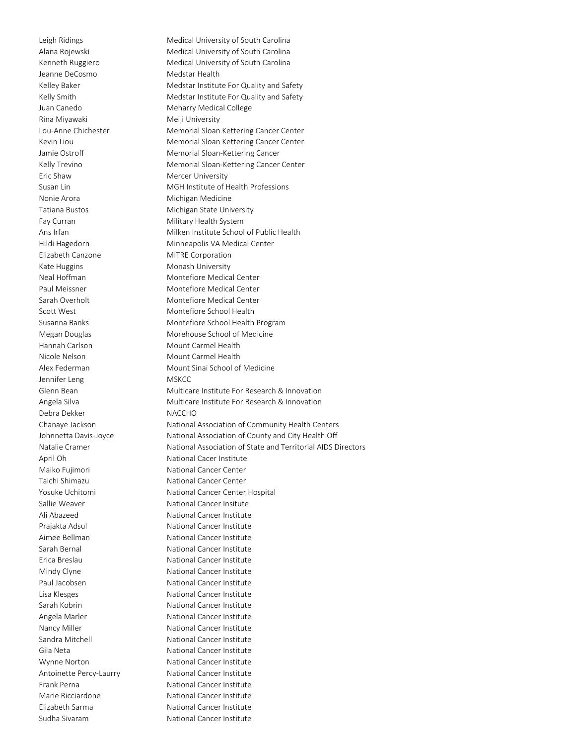| | |
|---|---|
| Leigh Ridings | Medical University of South Carolina |
| Alana Rojewski | Medical University of South Carolina |
| Kenneth Ruggiero | Medical University of South Carolina |
| Jeanne DeCosmo | Medstar Health |
| Kelley Baker | Medstar Institute For Quality and Safety |
| Kelly Smith | Medstar Institute For Quality and Safety |
| Juan Canedo | Meharry Medical College |
| Rina Miyawaki | Meiji University |
| Lou-Anne Chichester | Memorial Sloan Kettering Cancer Center |
| Kevin Liou | Memorial Sloan Kettering Cancer Center |
| Jamie Ostroff | Memorial Sloan-Kettering Cancer |
| Kelly Trevino | Memorial Sloan-Kettering Cancer Center |
| Eric Shaw | Mercer University |
| Susan Lin | MGH Institute of Health Professions |
| Nonie Arora | Michigan Medicine |
| Tatiana Bustos | Michigan State University |
| Fay Curran | Military Health System |
| Ans Irfan | Milken Institute School of Public Health |
| Hildi Hagedorn | Minneapolis VA Medical Center |
| Elizabeth Canzone | MITRE Corporation |
| Kate Huggins | Monash University |
| Neal Hoffman | Montefiore Medical Center |
| Paul Meissner | Montefiore Medical Center |
| Sarah Overholt | Montefiore Medical Center |
| Scott West | Montefiore School Health |
| Susanna Banks | Montefiore School Health Program |
| Megan Douglas | Morehouse School of Medicine |
| Hannah Carlson | Mount Carmel Health |
| Nicole Nelson | Mount Carmel Health |
| Alex Federman | Mount Sinai School of Medicine |
| Jennifer Leng | MSKCC |
| Glenn Bean | Multicare Institute For Research & Innovation |
| Angela Silva | Multicare Institute For Research & Innovation |
| Debra Dekker | NACCHO |
| Chanaye Jackson | National Association of Community Health Centers |
| Johnnetta Davis-Joyce | National Association of County and City Health Off |
| Natalie Cramer | National Association of State and Territorial AIDS Directors |
| April Oh | National Cacer Institute |
| Maiko Fujimori | National Cancer Center |
| Taichi Shimazu | National Cancer Center |
| Yosuke Uchitomi | National Cancer Center Hospital |
| Sallie Weaver | National Cancer Insitute |
| Ali Abazeed | National Cancer Institute |
| Prajakta Adsul | National Cancer Institute |
| Aimee Bellman | National Cancer Institute |
| Sarah Bernal | National Cancer Institute |
| Erica Breslau | National Cancer Institute |
| Mindy Clyne | National Cancer Institute |
| Paul Jacobsen | National Cancer Institute |
| Lisa Klesges | National Cancer Institute |
| Sarah Kobrin | National Cancer Institute |
| Angela Marler | National Cancer Institute |
| Nancy Miller | National Cancer Institute |
| Sandra Mitchell | National Cancer Institute |
| Gila Neta | National Cancer Institute |
| Wynne Norton | National Cancer Institute |
| Antoinette Percy-Laurry | National Cancer Institute |
| Frank Perna | National Cancer Institute |
| Marie Ricciardone | National Cancer Institute |
| Elizabeth Sarma | National Cancer Institute |
| Sudha Sivaram | National Cancer Institute |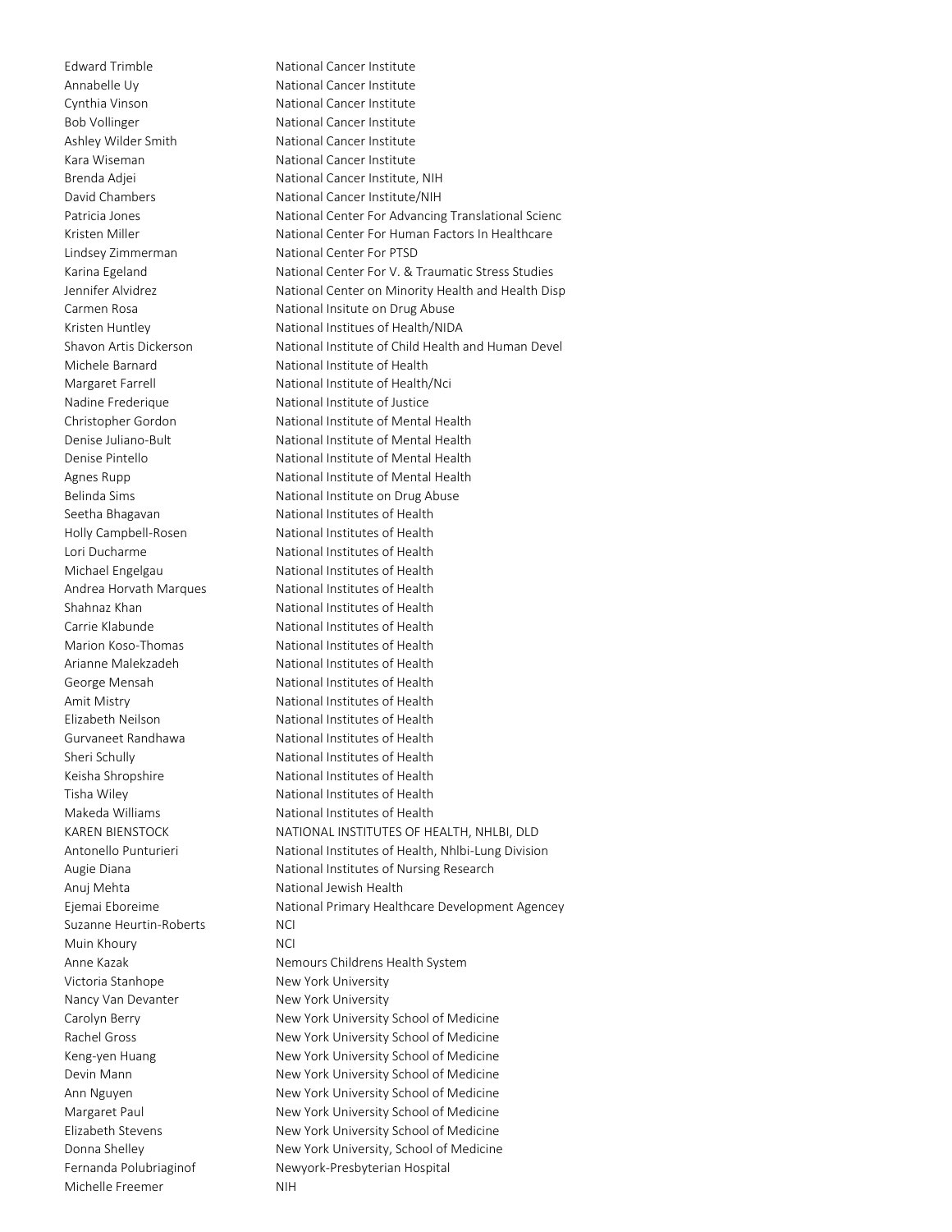| | |
|---|---|
| Edward Trimble | National Cancer Institute |
| Annabelle Uy | National Cancer Institute |
| Cynthia Vinson | National Cancer Institute |
| Bob Vollinger | National Cancer Institute |
| Ashley Wilder Smith | National Cancer Institute |
| Kara Wiseman | National Cancer Institute |
| Brenda Adjei | National Cancer Institute, NIH |
| David Chambers | National Cancer Institute/NIH |
| Patricia Jones | National Center For Advancing Translational Scienc |
| Kristen Miller | National Center For Human Factors In Healthcare |
| Lindsey Zimmerman | National Center For PTSD |
| Karina Egeland | National Center For V. & Traumatic Stress Studies |
| Jennifer Alvidrez | National Center on Minority Health and Health Disp |
| Carmen Rosa | National Insitute on Drug Abuse |
| Kristen Huntley | National Institues of Health/NIDA |
| Shavon Artis Dickerson | National Institute of Child Health and Human Devel |
| Michele Barnard | National Institute of Health |
| Margaret Farrell | National Institute of Health/Nci |
| Nadine Frederique | National Institute of Justice |
| Christopher Gordon | National Institute of Mental Health |
| Denise Juliano-Bult | National Institute of Mental Health |
| Denise Pintello | National Institute of Mental Health |
| Agnes Rupp | National Institute of Mental Health |
| Belinda Sims | National Institute on Drug Abuse |
| Seetha Bhagavan | National Institutes of Health |
| Holly Campbell-Rosen | National Institutes of Health |
| Lori Ducharme | National Institutes of Health |
| Michael Engelgau | National Institutes of Health |
| Andrea Horvath Marques | National Institutes of Health |
| Shahnaz Khan | National Institutes of Health |
| Carrie Klabunde | National Institutes of Health |
| Marion Koso-Thomas | National Institutes of Health |
| Arianne Malekzadeh | National Institutes of Health |
| George Mensah | National Institutes of Health |
| Amit Mistry | National Institutes of Health |
| Elizabeth Neilson | National Institutes of Health |
| Gurvaneet Randhawa | National Institutes of Health |
| Sheri Schully | National Institutes of Health |
| Keisha Shropshire | National Institutes of Health |
| Tisha Wiley | National Institutes of Health |
| Makeda Williams | National Institutes of Health |
| KAREN BIENSTOCK | NATIONAL INSTITUTES OF HEALTH, NHLBI, DLD |
| Antonello Punturieri | National Institutes of Health, Nhlbi-Lung Division |
| Augie Diana | National Institutes of Nursing Research |
| Anuj Mehta | National Jewish Health |
| Ejemai Eboreime | National Primary Healthcare Development Agencey |
| Suzanne Heurtin-Roberts | NCI |
| Muin Khoury | NCI |
| Anne Kazak | Nemours Childrens Health System |
| Victoria Stanhope | New York University |
| Nancy Van Devanter | New York University |
| Carolyn Berry | New York University School of Medicine |
| Rachel Gross | New York University School of Medicine |
| Keng-yen Huang | New York University School of Medicine |
| Devin Mann | New York University School of Medicine |
| Ann Nguyen | New York University School of Medicine |
| Margaret Paul | New York University School of Medicine |
| Elizabeth Stevens | New York University School of Medicine |
| Donna Shelley | New York University, School of Medicine |
| Fernanda Polubriaginof | Newyork-Presbyterian Hospital |
| Michelle Freemer | NIH |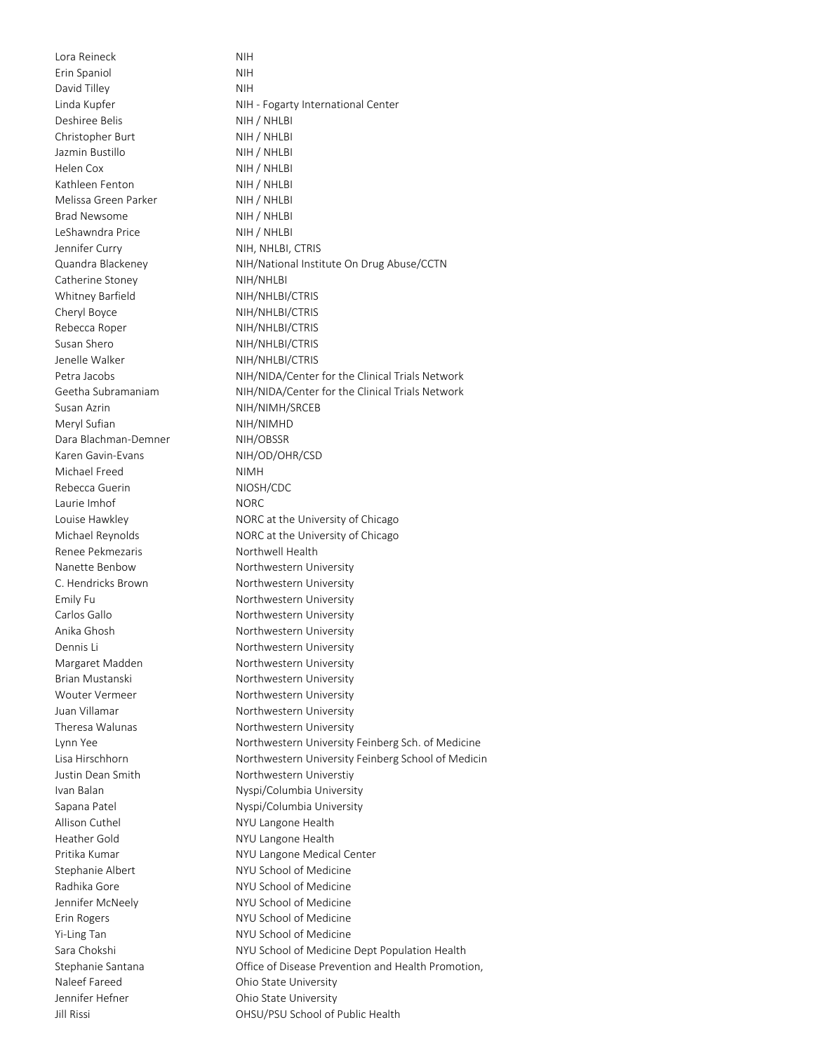| | |
|---|---|
| Lora Reineck | NIH |
| Erin Spaniol | NIH |
| David Tilley | NIH |
| Linda Kupfer | NIH - Fogarty International Center |
| Deshiree Belis | NIH / NHLBI |
| Christopher Burt | NIH / NHLBI |
| Jazmin Bustillo | NIH / NHLBI |
| Helen Cox | NIH / NHLBI |
| Kathleen Fenton | NIH / NHLBI |
| Melissa Green Parker | NIH / NHLBI |
| Brad Newsome | NIH / NHLBI |
| LeShawndra Price | NIH / NHLBI |
| Jennifer Curry | NIH, NHLBI, CTRIS |
| Quandra Blackeney | NIH/National Institute On Drug Abuse/CCTN |
| Catherine Stoney | NIH/NHLBI |
| Whitney Barfield | NIH/NHLBI/CTRIS |
| Cheryl Boyce | NIH/NHLBI/CTRIS |
| Rebecca Roper | NIH/NHLBI/CTRIS |
| Susan Shero | NIH/NHLBI/CTRIS |
| Jenelle Walker | NIH/NHLBI/CTRIS |
| Petra Jacobs | NIH/NIDA/Center for the Clinical Trials Network |
| Geetha Subramaniam | NIH/NIDA/Center for the Clinical Trials Network |
| Susan Azrin | NIH/NIMH/SRCEB |
| Meryl Sufian | NIH/NIMHD |
| Dara Blachman-Demner | NIH/OBSSR |
| Karen Gavin-Evans | NIH/OD/OHR/CSD |
| Michael Freed | NIMH |
| Rebecca Guerin | NIOSH/CDC |
| Laurie Imhof | NORC |
| Louise Hawkley | NORC at the University of Chicago |
| Michael Reynolds | NORC at the University of Chicago |
| Renee Pekmezaris | Northwell Health |
| Nanette Benbow | Northwestern University |
| C. Hendricks Brown | Northwestern University |
| Emily Fu | Northwestern University |
| Carlos Gallo | Northwestern University |
| Anika Ghosh | Northwestern University |
| Dennis Li | Northwestern University |
| Margaret Madden | Northwestern University |
| Brian Mustanski | Northwestern University |
| Wouter Vermeer | Northwestern University |
| Juan Villamar | Northwestern University |
| Theresa Walunas | Northwestern University |
| Lynn Yee | Northwestern University Feinberg Sch. of Medicine |
| Lisa Hirschhorn | Northwestern University Feinberg School of Medicin |
| Justin Dean Smith | Northwestern Universtiy |
| Ivan Balan | Nyspi/Columbia University |
| Sapana Patel | Nyspi/Columbia University |
| Allison Cuthel | NYU Langone Health |
| Heather Gold | NYU Langone Health |
| Pritika Kumar | NYU Langone Medical Center |
| Stephanie Albert | NYU School of Medicine |
| Radhika Gore | NYU School of Medicine |
| Jennifer McNeely | NYU School of Medicine |
| Erin Rogers | NYU School of Medicine |
| Yi-Ling Tan | NYU School of Medicine |
| Sara Chokshi | NYU School of Medicine Dept Population Health |
| Stephanie Santana | Office of Disease Prevention and Health Promotion, |
| Naleef Fareed | Ohio State University |
| Jennifer Hefner | Ohio State University |
| Jill Rissi | OHSU/PSU School of Public Health |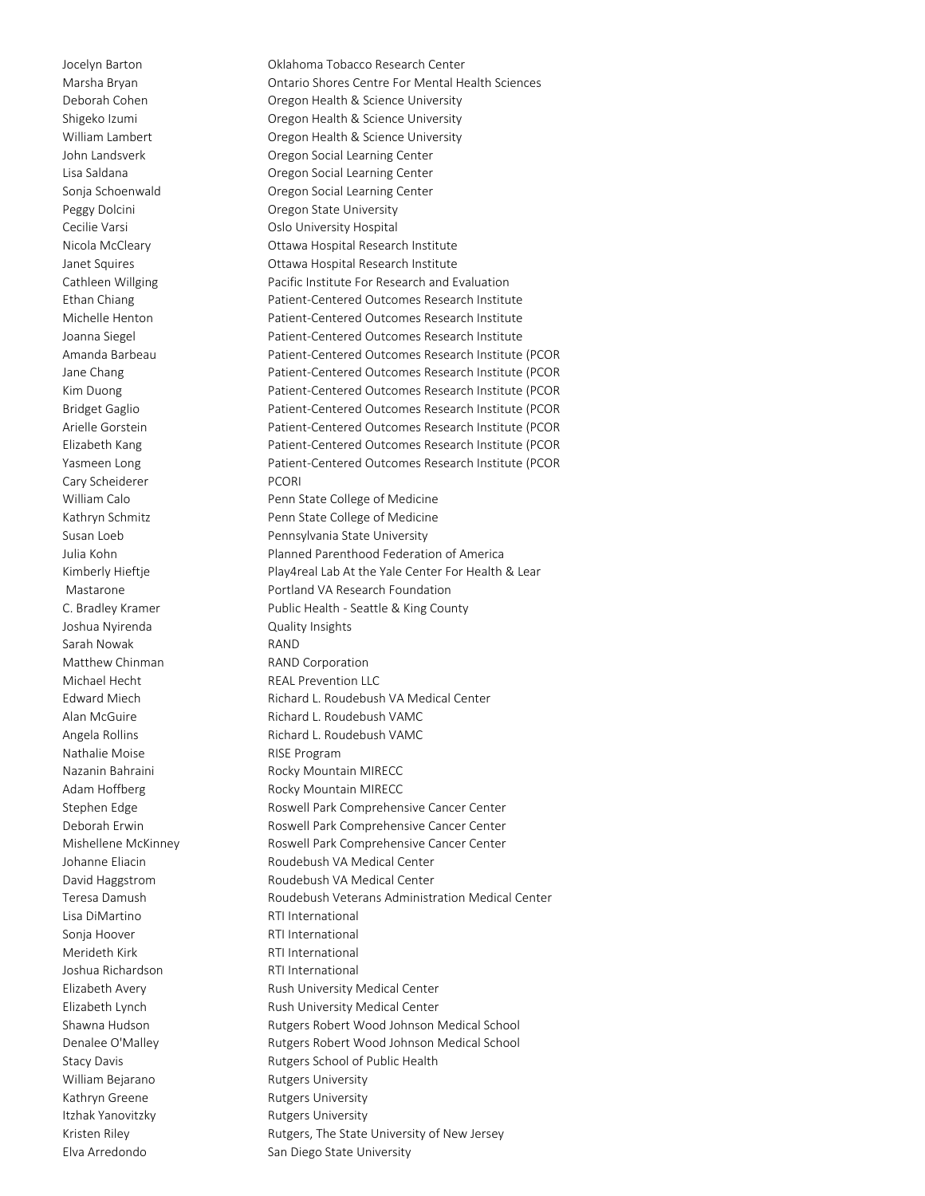| | |
|---|---|
| Jocelyn Barton | Oklahoma Tobacco Research Center |
| Marsha Bryan | Ontario Shores Centre For Mental Health Sciences |
| Deborah Cohen | Oregon Health & Science University |
| Shigeko Izumi | Oregon Health & Science University |
| William Lambert | Oregon Health & Science University |
| John Landsverk | Oregon Social Learning Center |
| Lisa Saldana | Oregon Social Learning Center |
| Sonja Schoenwald | Oregon Social Learning Center |
| Peggy Dolcini | Oregon State University |
| Cecilie Varsi | Oslo University Hospital |
| Nicola McCleary | Ottawa Hospital Research Institute |
| Janet Squires | Ottawa Hospital Research Institute |
| Cathleen Willging | Pacific Institute For Research and Evaluation |
| Ethan Chiang | Patient-Centered Outcomes Research Institute |
| Michelle Henton | Patient-Centered Outcomes Research Institute |
| Joanna Siegel | Patient-Centered Outcomes Research Institute |
| Amanda Barbeau | Patient-Centered Outcomes Research Institute (PCOR |
| Jane Chang | Patient-Centered Outcomes Research Institute (PCOR |
| Kim Duong | Patient-Centered Outcomes Research Institute (PCOR |
| Bridget Gaglio | Patient-Centered Outcomes Research Institute (PCOR |
| Arielle Gorstein | Patient-Centered Outcomes Research Institute (PCOR |
| Elizabeth Kang | Patient-Centered Outcomes Research Institute (PCOR |
| Yasmeen Long | Patient-Centered Outcomes Research Institute (PCOR |
| Cary Scheiderer | PCORI |
| William Calo | Penn State College of Medicine |
| Kathryn Schmitz | Penn State College of Medicine |
| Susan Loeb | Pennsylvania State University |
| Julia Kohn | Planned Parenthood Federation of America |
| Kimberly Hieftje | Play4real Lab At the Yale Center For Health & Lear |
| Mastarone | Portland VA Research Foundation |
| C. Bradley Kramer | Public Health - Seattle & King County |
| Joshua Nyirenda | Quality Insights |
| Sarah Nowak | RAND |
| Matthew Chinman | RAND Corporation |
| Michael Hecht | REAL Prevention LLC |
| Edward Miech | Richard L. Roudebush VA Medical Center |
| Alan McGuire | Richard L. Roudebush VAMC |
| Angela Rollins | Richard L. Roudebush VAMC |
| Nathalie Moise | RISE Program |
| Nazanin Bahraini | Rocky Mountain MIRECC |
| Adam Hoffberg | Rocky Mountain MIRECC |
| Stephen Edge | Roswell Park Comprehensive Cancer Center |
| Deborah Erwin | Roswell Park Comprehensive Cancer Center |
| Mishellene McKinney | Roswell Park Comprehensive Cancer Center |
| Johanne Eliacin | Roudebush VA Medical Center |
| David Haggstrom | Roudebush VA Medical Center |
| Teresa Damush | Roudebush Veterans Administration Medical Center |
| Lisa DiMartino | RTI International |
| Sonja Hoover | RTI International |
| Merideth Kirk | RTI International |
| Joshua Richardson | RTI International |
| Elizabeth Avery | Rush University Medical Center |
| Elizabeth Lynch | Rush University Medical Center |
| Shawna Hudson | Rutgers Robert Wood Johnson Medical School |
| Denalee O'Malley | Rutgers Robert Wood Johnson Medical School |
| Stacy Davis | Rutgers School of Public Health |
| William Bejarano | Rutgers University |
| Kathryn Greene | Rutgers University |
| Itzhak Yanovitzky | Rutgers University |
| Kristen Riley | Rutgers, The State University of New Jersey |
| Elva Arredondo | San Diego State University |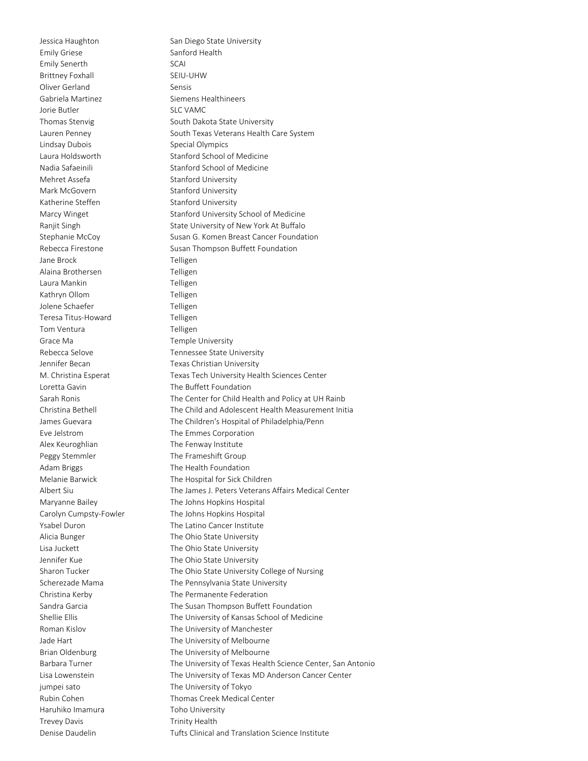| | |
|---|---|
| Jessica Haughton | San Diego State University |
| Emily Griese | Sanford Health |
| Emily Senerth | SCAI |
| Brittney Foxhall | SEIU-UHW |
| Oliver Gerland | Sensis |
| Gabriela Martinez | Siemens Healthineers |
| Jorie Butler | SLC VAMC |
| Thomas Stenvig | South Dakota State University |
| Lauren Penney | South Texas Veterans Health Care System |
| Lindsay Dubois | Special Olympics |
| Laura Holdsworth | Stanford School of Medicine |
| Nadia Safaeinili | Stanford School of Medicine |
| Mehret Assefa | Stanford University |
| Mark McGovern | Stanford University |
| Katherine Steffen | Stanford University |
| Marcy Winget | Stanford University School of Medicine |
| Ranjit Singh | State University of New York At Buffalo |
| Stephanie McCoy | Susan G. Komen Breast Cancer Foundation |
| Rebecca Firestone | Susan Thompson Buffett Foundation |
| Jane Brock | Telligen |
| Alaina Brothersen | Telligen |
| Laura Mankin | Telligen |
| Kathryn Ollom | Telligen |
| Jolene Schaefer | Telligen |
| Teresa Titus-Howard | Telligen |
| Tom Ventura | Telligen |
| Grace Ma | Temple University |
| Rebecca Selove | Tennessee State University |
| Jennifer Becan | Texas Christian University |
| M. Christina Esperat | Texas Tech University Health Sciences Center |
| Loretta Gavin | The Buffett Foundation |
| Sarah Ronis | The Center for Child Health and Policy at UH Rainb |
| Christina Bethell | The Child and Adolescent Health Measurement Initia |
| James Guevara | The Children's Hospital of Philadelphia/Penn |
| Eve Jelstrom | The Emmes Corporation |
| Alex Keuroghlian | The Fenway Institute |
| Peggy Stemmler | The Frameshift Group |
| Adam Briggs | The Health Foundation |
| Melanie Barwick | The Hospital for Sick Children |
| Albert Siu | The James J. Peters Veterans Affairs Medical Center |
| Maryanne Bailey | The Johns Hopkins Hospital |
| Carolyn Cumpsty-Fowler | The Johns Hopkins Hospital |
| Ysabel Duron | The Latino Cancer Institute |
| Alicia Bunger | The Ohio State University |
| Lisa Juckett | The Ohio State University |
| Jennifer Kue | The Ohio State University |
| Sharon Tucker | The Ohio State University College of Nursing |
| Scherezade Mama | The Pennsylvania State University |
| Christina Kerby | The Permanente Federation |
| Sandra Garcia | The Susan Thompson Buffett Foundation |
| Shellie Ellis | The University of Kansas School of Medicine |
| Roman Kislov | The University of Manchester |
| Jade Hart | The University of Melbourne |
| Brian Oldenburg | The University of Melbourne |
| Barbara Turner | The University of Texas Health Science Center, San Antonio |
| Lisa Lowenstein | The University of Texas MD Anderson Cancer Center |
| jumpei sato | The University of Tokyo |
| Rubin Cohen | Thomas Creek Medical Center |
| Haruhiko Imamura | Toho University |
| Trevey Davis | Trinity Health |
| Denise Daudelin | Tufts Clinical and Translation Science Institute |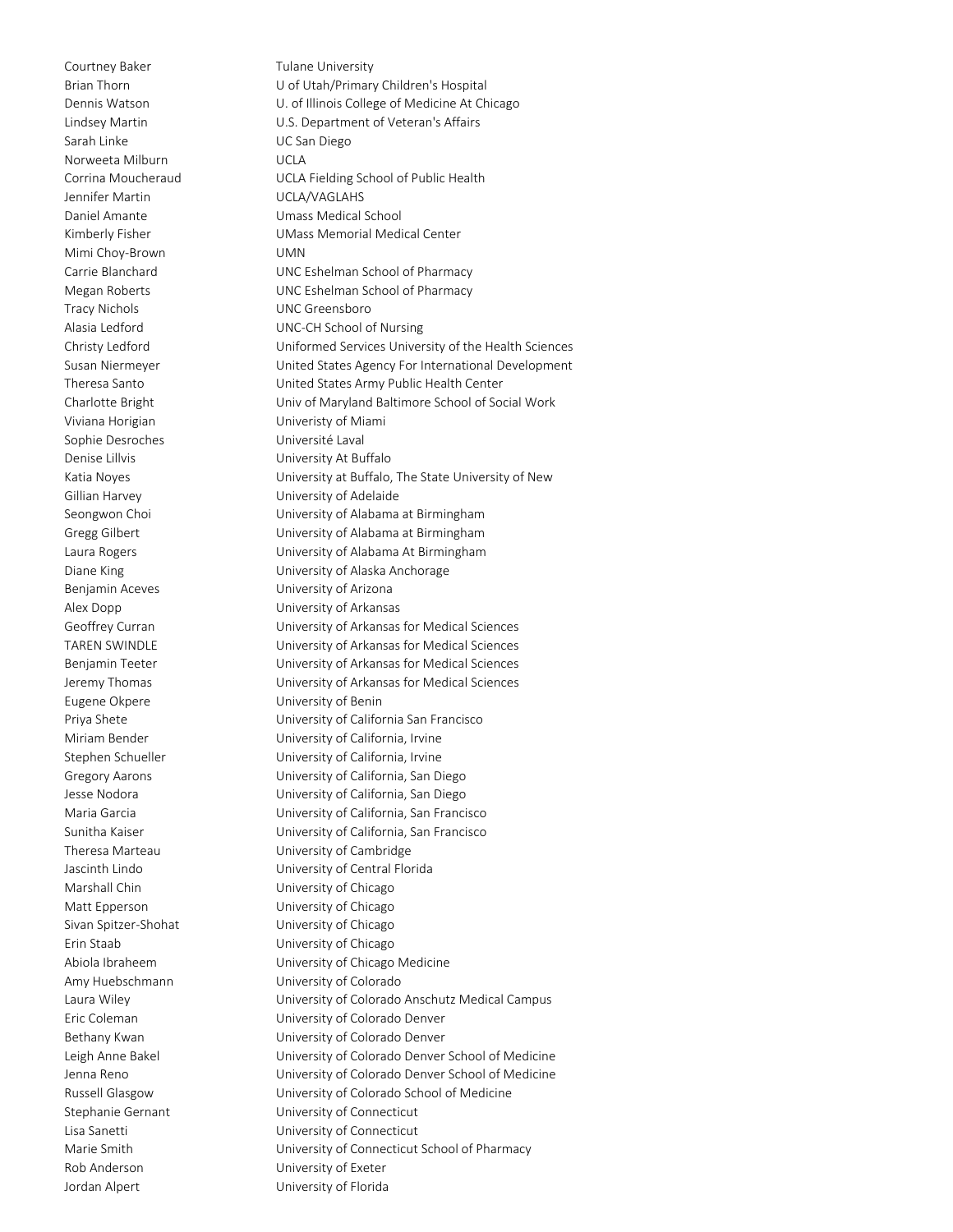| | |
|---|---|
| Courtney Baker | Tulane University |
| Brian Thorn | U of Utah/Primary Children's Hospital |
| Dennis Watson | U. of Illinois College of Medicine At Chicago |
| Lindsey Martin | U.S. Department of Veteran's Affairs |
| Sarah Linke | UC San Diego |
| Norweeta Milburn | UCLA |
| Corrina Moucheraud | UCLA Fielding School of Public Health |
| Jennifer Martin | UCLA/VAGLAHS |
| Daniel Amante | Umass Medical School |
| Kimberly Fisher | UMass Memorial Medical Center |
| Mimi Choy-Brown | UMN |
| Carrie Blanchard | UNC Eshelman School of Pharmacy |
| Megan Roberts | UNC Eshelman School of Pharmacy |
| Tracy Nichols | UNC Greensboro |
| Alasia Ledford | UNC-CH School of Nursing |
| Christy Ledford | Uniformed Services University of the Health Sciences |
| Susan Niermeyer | United States Agency For International Development |
| Theresa Santo | United States Army Public Health Center |
| Charlotte Bright | Univ of Maryland Baltimore School of Social Work |
| Viviana Horigian | Univeristy of Miami |
| Sophie Desroches | Université Laval |
| Denise Lillvis | University At Buffalo |
| Katia Noyes | University at Buffalo, The State University of New |
| Gillian Harvey | University of Adelaide |
| Seongwon Choi | University of Alabama at Birmingham |
| Gregg Gilbert | University of Alabama at Birmingham |
| Laura Rogers | University of Alabama At Birmingham |
| Diane King | University of Alaska Anchorage |
| Benjamin Aceves | University of Arizona |
| Alex Dopp | University of Arkansas |
| Geoffrey Curran | University of Arkansas for Medical Sciences |
| TAREN SWINDLE | University of Arkansas for Medical Sciences |
| Benjamin Teeter | University of Arkansas for Medical Sciences |
| Jeremy Thomas | University of Arkansas for Medical Sciences |
| Eugene Okpere | University of Benin |
| Priya Shete | University of California San Francisco |
| Miriam Bender | University of California, Irvine |
| Stephen Schueller | University of California, Irvine |
| Gregory Aarons | University of California, San Diego |
| Jesse Nodora | University of California, San Diego |
| Maria Garcia | University of California, San Francisco |
| Sunitha Kaiser | University of California, San Francisco |
| Theresa Marteau | University of Cambridge |
| Jascinth Lindo | University of Central Florida |
| Marshall Chin | University of Chicago |
| Matt Epperson | University of Chicago |
| Sivan Spitzer-Shohat | University of Chicago |
| Erin Staab | University of Chicago |
| Abiola Ibraheem | University of Chicago Medicine |
| Amy Huebschmann | University of Colorado |
| Laura Wiley | University of Colorado Anschutz Medical Campus |
| Eric Coleman | University of Colorado Denver |
| Bethany Kwan | University of Colorado Denver |
| Leigh Anne Bakel | University of Colorado Denver School of Medicine |
| Jenna Reno | University of Colorado Denver School of Medicine |
| Russell Glasgow | University of Colorado School of Medicine |
| Stephanie Gernant | University of Connecticut |
| Lisa Sanetti | University of Connecticut |
| Marie Smith | University of Connecticut School of Pharmacy |
| Rob Anderson | University of Exeter |
| Jordan Alpert | University of Florida |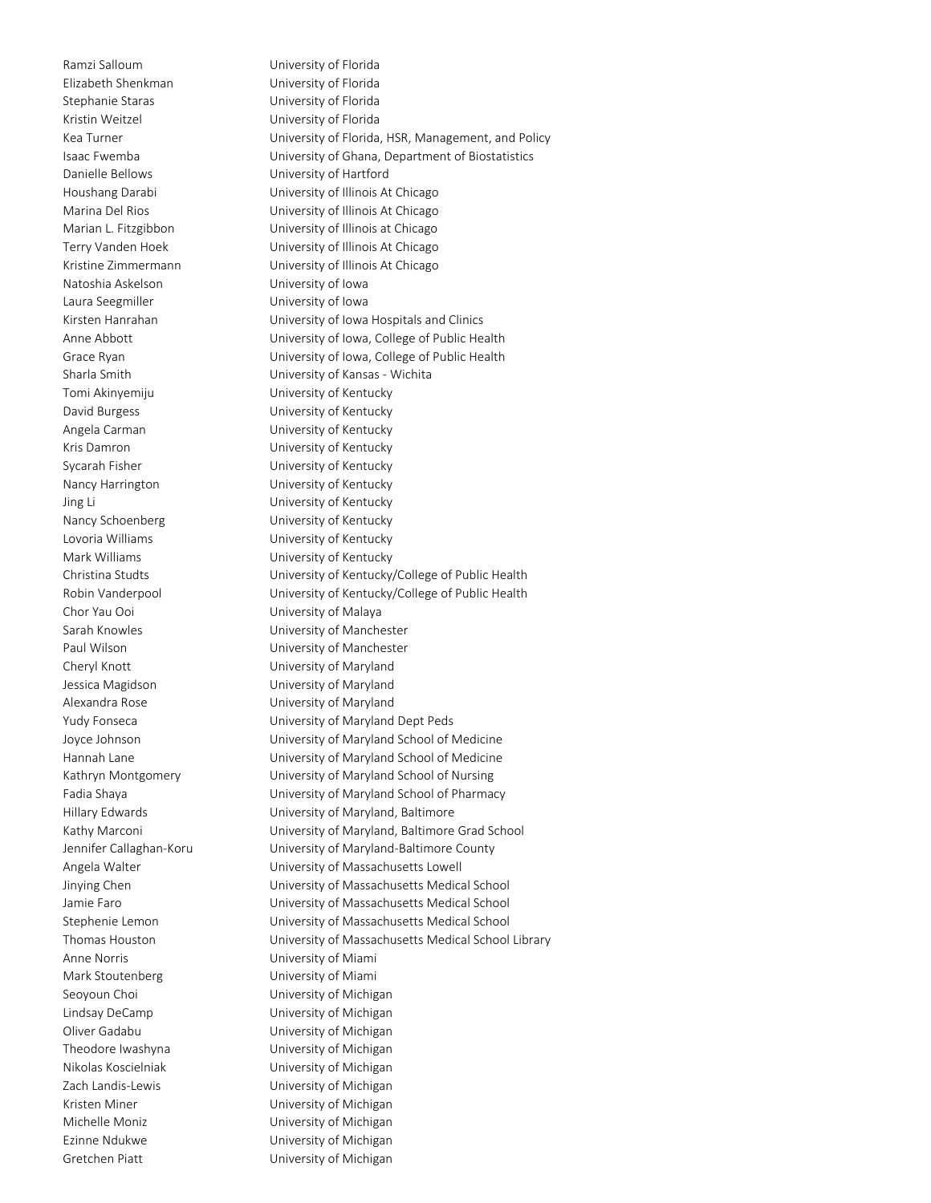| | |
|---|---|
| Ramzi Salloum | University of Florida |
| Elizabeth Shenkman | University of Florida |
| Stephanie Staras | University of Florida |
| Kristin Weitzel | University of Florida |
| Kea Turner | University of Florida, HSR, Management, and Policy |
| Isaac Fwemba | University of Ghana, Department of Biostatistics |
| Danielle Bellows | University of Hartford |
| Houshang Darabi | University of Illinois At Chicago |
| Marina Del Rios | University of Illinois At Chicago |
| Marian L. Fitzgibbon | University of Illinois at Chicago |
| Terry Vanden Hoek | University of Illinois At Chicago |
| Kristine Zimmermann | University of Illinois At Chicago |
| Natoshia Askelson | University of Iowa |
| Laura Seegmiller | University of Iowa |
| Kirsten Hanrahan | University of Iowa Hospitals and Clinics |
| Anne Abbott | University of Iowa, College of Public Health |
| Grace Ryan | University of Iowa, College of Public Health |
| Sharla Smith | University of Kansas - Wichita |
| Tomi Akinyemiju | University of Kentucky |
| David Burgess | University of Kentucky |
| Angela Carman | University of Kentucky |
| Kris Damron | University of Kentucky |
| Sycarah Fisher | University of Kentucky |
| Nancy Harrington | University of Kentucky |
| Jing Li | University of Kentucky |
| Nancy Schoenberg | University of Kentucky |
| Lovoria Williams | University of Kentucky |
| Mark Williams | University of Kentucky |
| Christina Studts | University of Kentucky/College of Public Health |
| Robin Vanderpool | University of Kentucky/College of Public Health |
| Chor Yau Ooi | University of Malaya |
| Sarah Knowles | University of Manchester |
| Paul Wilson | University of Manchester |
| Cheryl Knott | University of Maryland |
| Jessica Magidson | University of Maryland |
| Alexandra Rose | University of Maryland |
| Yudy Fonseca | University of Maryland Dept Peds |
| Joyce Johnson | University of Maryland School of Medicine |
| Hannah Lane | University of Maryland School of Medicine |
| Kathryn Montgomery | University of Maryland School of Nursing |
| Fadia Shaya | University of Maryland School of Pharmacy |
| Hillary Edwards | University of Maryland, Baltimore |
| Kathy Marconi | University of Maryland, Baltimore Grad School |
| Jennifer Callaghan-Koru | University of Maryland-Baltimore County |
| Angela Walter | University of Massachusetts Lowell |
| Jinying Chen | University of Massachusetts Medical School |
| Jamie Faro | University of Massachusetts Medical School |
| Stephenie Lemon | University of Massachusetts Medical School |
| Thomas Houston | University of Massachusetts Medical School Library |
| Anne Norris | University of Miami |
| Mark Stoutenberg | University of Miami |
| Seoyoun Choi | University of Michigan |
| Lindsay DeCamp | University of Michigan |
| Oliver Gadabu | University of Michigan |
| Theodore Iwashyna | University of Michigan |
| Nikolas Koscielniak | University of Michigan |
| Zach Landis-Lewis | University of Michigan |
| Kristen Miner | University of Michigan |
| Michelle Moniz | University of Michigan |
| Ezinne Ndukwe | University of Michigan |
| Gretchen Piatt | University of Michigan |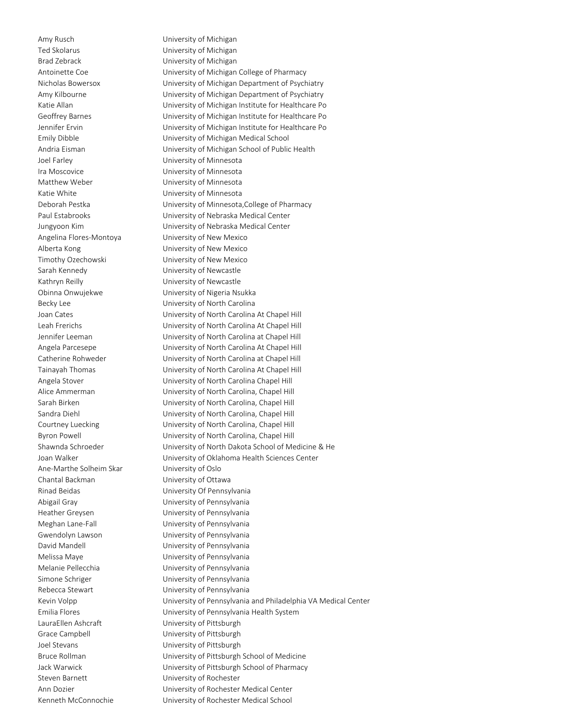| | |
|---|---|
| Amy Rusch | University of Michigan |
| Ted Skolarus | University of Michigan |
| Brad Zebrack | University of Michigan |
| Antoinette Coe | University of Michigan College of Pharmacy |
| Nicholas Bowersox | University of Michigan Department of Psychiatry |
| Amy Kilbourne | University of Michigan Department of Psychiatry |
| Katie Allan | University of Michigan Institute for Healthcare Po |
| Geoffrey Barnes | University of Michigan Institute for Healthcare Po |
| Jennifer Ervin | University of Michigan Institute for Healthcare Po |
| Emily Dibble | University of Michigan Medical School |
| Andria Eisman | University of Michigan School of Public Health |
| Joel Farley | University of Minnesota |
| Ira Moscovice | University of Minnesota |
| Matthew Weber | University of Minnesota |
| Katie White | University of Minnesota |
| Deborah Pestka | University of Minnesota,College of Pharmacy |
| Paul Estabrooks | University of Nebraska Medical Center |
| Jungyoon Kim | University of Nebraska Medical Center |
| Angelina Flores-Montoya | University of New Mexico |
| Alberta Kong | University of New Mexico |
| Timothy Ozechowski | University of New Mexico |
| Sarah Kennedy | University of Newcastle |
| Kathryn Reilly | University of Newcastle |
| Obinna Onwujekwe | University of Nigeria Nsukka |
| Becky Lee | University of North Carolina |
| Joan Cates | University of North Carolina At Chapel Hill |
| Leah Frerichs | University of North Carolina At Chapel Hill |
| Jennifer Leeman | University of North Carolina at Chapel Hill |
| Angela Parcesepe | University of North Carolina At Chapel Hill |
| Catherine Rohweder | University of North Carolina at Chapel Hill |
| Tainayah Thomas | University of North Carolina At Chapel Hill |
| Angela Stover | University of North Carolina Chapel Hill |
| Alice Ammerman | University of North Carolina, Chapel Hill |
| Sarah Birken | University of North Carolina, Chapel Hill |
| Sandra Diehl | University of North Carolina, Chapel Hill |
| Courtney Luecking | University of North Carolina, Chapel Hill |
| Byron Powell | University of North Carolina, Chapel Hill |
| Shawnda Schroeder | University of North Dakota School of Medicine & He |
| Joan Walker | University of Oklahoma Health Sciences Center |
| Ane-Marthe Solheim Skar | University of Oslo |
| Chantal Backman | University of Ottawa |
| Rinad Beidas | University Of Pennsylvania |
| Abigail Gray | University of Pennsylvania |
| Heather Greysen | University of Pennsylvania |
| Meghan Lane-Fall | University of Pennsylvania |
| Gwendolyn Lawson | University of Pennsylvania |
| David Mandell | University of Pennsylvania |
| Melissa Maye | University of Pennsylvania |
| Melanie Pellecchia | University of Pennsylvania |
| Simone Schriger | University of Pennsylvania |
| Rebecca Stewart | University of Pennsylvania |
| Kevin Volpp | University of Pennsylvania and Philadelphia VA Medical Center |
| Emilia Flores | University of Pennsylvania Health System |
| LauraEllen Ashcraft | University of Pittsburgh |
| Grace Campbell | University of Pittsburgh |
| Joel Stevans | University of Pittsburgh |
| Bruce Rollman | University of Pittsburgh School of Medicine |
| Jack Warwick | University of Pittsburgh School of Pharmacy |
| Steven Barnett | University of Rochester |
| Ann Dozier | University of Rochester Medical Center |
| Kenneth McConnochie | University of Rochester Medical School |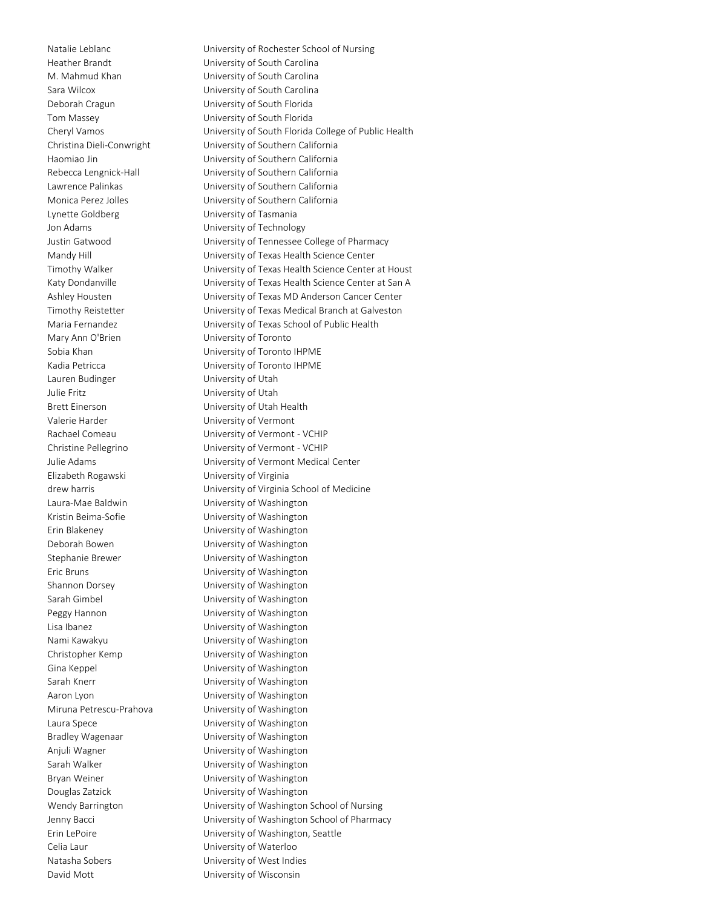| | |
|---|---|
| Natalie Leblanc | University of Rochester School of Nursing |
| Heather Brandt | University of South Carolina |
| M. Mahmud Khan | University of South Carolina |
| Sara Wilcox | University of South Carolina |
| Deborah Cragun | University of South Florida |
| Tom Massey | University of South Florida |
| Cheryl Vamos | University of South Florida College of Public Health |
| Christina Dieli-Conwright | University of Southern California |
| Haomiao Jin | University of Southern California |
| Rebecca Lengnick-Hall | University of Southern California |
| Lawrence Palinkas | University of Southern California |
| Monica Perez Jolles | University of Southern California |
| Lynette Goldberg | University of Tasmania |
| Jon Adams | University of Technology |
| Justin Gatwood | University of Tennessee College of Pharmacy |
| Mandy Hill | University of Texas Health Science Center |
| Timothy Walker | University of Texas Health Science Center at Houst |
| Katy Dondanville | University of Texas Health Science Center at San A |
| Ashley Housten | University of Texas MD Anderson Cancer Center |
| Timothy Reistetter | University of Texas Medical Branch at Galveston |
| Maria Fernandez | University of Texas School of Public Health |
| Mary Ann O'Brien | University of Toronto |
| Sobia Khan | University of Toronto IHPME |
| Kadia Petricca | University of Toronto IHPME |
| Lauren Budinger | University of Utah |
| Julie Fritz | University of Utah |
| Brett Einerson | University of Utah Health |
| Valerie Harder | University of Vermont |
| Rachael Comeau | University of Vermont - VCHIP |
| Christine Pellegrino | University of Vermont - VCHIP |
| Julie Adams | University of Vermont Medical Center |
| Elizabeth Rogawski | University of Virginia |
| drew harris | University of Virginia School of Medicine |
| Laura-Mae Baldwin | University of Washington |
| Kristin Beima-Sofie | University of Washington |
| Erin Blakeney | University of Washington |
| Deborah Bowen | University of Washington |
| Stephanie Brewer | University of Washington |
| Eric Bruns | University of Washington |
| Shannon Dorsey | University of Washington |
| Sarah Gimbel | University of Washington |
| Peggy Hannon | University of Washington |
| Lisa Ibanez | University of Washington |
| Nami Kawakyu | University of Washington |
| Christopher Kemp | University of Washington |
| Gina Keppel | University of Washington |
| Sarah Knerr | University of Washington |
| Aaron Lyon | University of Washington |
| Miruna Petrescu-Prahova | University of Washington |
| Laura Spece | University of Washington |
| Bradley Wagenaar | University of Washington |
| Anjuli Wagner | University of Washington |
| Sarah Walker | University of Washington |
| Bryan Weiner | University of Washington |
| Douglas Zatzick | University of Washington |
| Wendy Barrington | University of Washington School of Nursing |
| Jenny Bacci | University of Washington School of Pharmacy |
| Erin LePoire | University of Washington, Seattle |
| Celia Laur | University of Waterloo |
| Natasha Sobers | University of West Indies |
| David Mott | University of Wisconsin |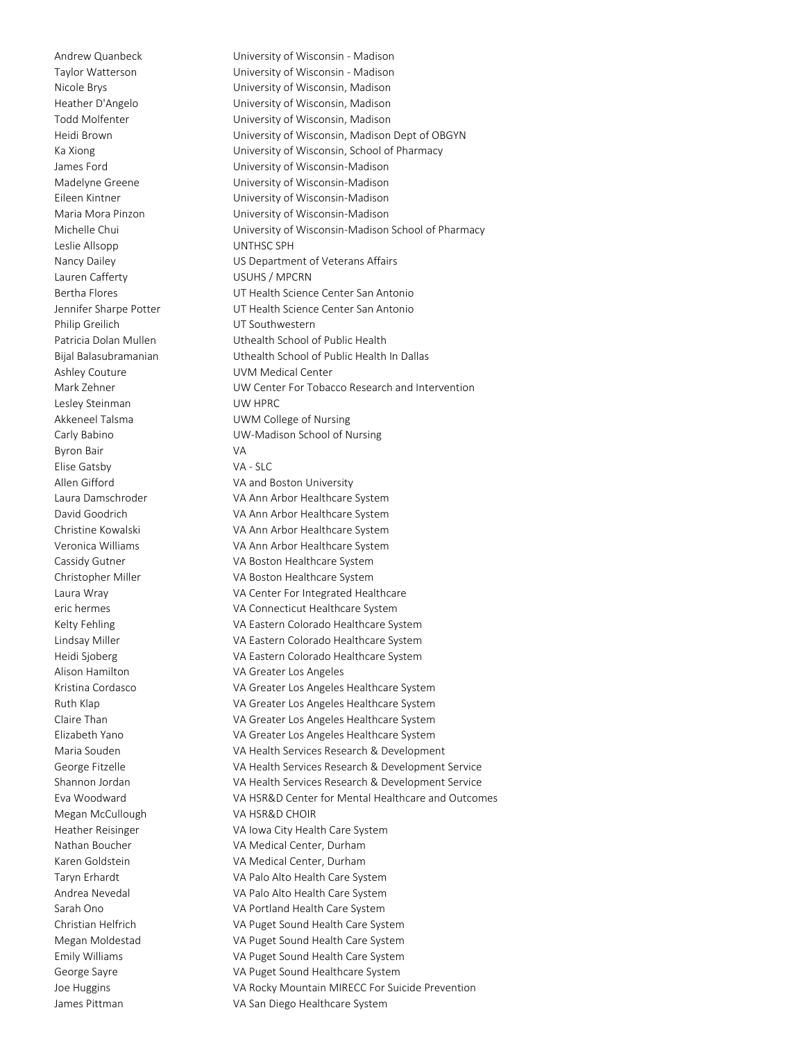| | |
|---|---|
| Andrew Quanbeck | University of Wisconsin - Madison |
| Taylor Watterson | University of Wisconsin - Madison |
| Nicole Brys | University of Wisconsin, Madison |
| Heather D'Angelo | University of Wisconsin, Madison |
| Todd Molfenter | University of Wisconsin, Madison |
| Heidi Brown | University of Wisconsin, Madison Dept of OBGYN |
| Ka Xiong | University of Wisconsin, School of Pharmacy |
| James Ford | University of Wisconsin-Madison |
| Madelyne Greene | University of Wisconsin-Madison |
| Eileen Kintner | University of Wisconsin-Madison |
| Maria Mora Pinzon | University of Wisconsin-Madison |
| Michelle Chui | University of Wisconsin-Madison School of Pharmacy |
| Leslie Allsopp | UNTHSC SPH |
| Nancy Dailey | US Department of Veterans Affairs |
| Lauren Cafferty | USUHS / MPCRN |
| Bertha Flores | UT Health Science Center San Antonio |
| Jennifer Sharpe Potter | UT Health Science Center San Antonio |
| Philip Greilich | UT Southwestern |
| Patricia Dolan Mullen | Uthealth School of Public Health |
| Bijal Balasubramanian | Uthealth School of Public Health In Dallas |
| Ashley Couture | UVM Medical Center |
| Mark Zehner | UW Center For Tobacco Research and Intervention |
| Lesley Steinman | UW HPRC |
| Akkeneel Talsma | UWM College of Nursing |
| Carly Babino | UW-Madison School of Nursing |
| Byron Bair | VA |
| Elise Gatsby | VA - SLC |
| Allen Gifford | VA and Boston University |
| Laura Damschroder | VA Ann Arbor Healthcare System |
| David Goodrich | VA Ann Arbor Healthcare System |
| Christine Kowalski | VA Ann Arbor Healthcare System |
| Veronica Williams | VA Ann Arbor Healthcare System |
| Cassidy Gutner | VA Boston Healthcare System |
| Christopher Miller | VA Boston Healthcare System |
| Laura Wray | VA Center For Integrated Healthcare |
| eric hermes | VA Connecticut Healthcare System |
| Kelty Fehling | VA Eastern Colorado Healthcare System |
| Lindsay Miller | VA Eastern Colorado Healthcare System |
| Heidi Sjoberg | VA Eastern Colorado Healthcare System |
| Alison Hamilton | VA Greater Los Angeles |
| Kristina Cordasco | VA Greater Los Angeles Healthcare System |
| Ruth Klap | VA Greater Los Angeles Healthcare System |
| Claire Than | VA Greater Los Angeles Healthcare System |
| Elizabeth Yano | VA Greater Los Angeles Healthcare System |
| Maria Souden | VA Health Services Research & Development |
| George Fitzelle | VA Health Services Research & Development Service |
| Shannon Jordan | VA Health Services Research & Development Service |
| Eva Woodward | VA HSR&D Center for Mental Healthcare and Outcomes |
| Megan McCullough | VA HSR&D CHOIR |
| Heather Reisinger | VA Iowa City Health Care System |
| Nathan Boucher | VA Medical Center, Durham |
| Karen Goldstein | VA Medical Center, Durham |
| Taryn Erhardt | VA Palo Alto Health Care System |
| Andrea Nevedal | VA Palo Alto Health Care System |
| Sarah Ono | VA Portland Health Care System |
| Christian Helfrich | VA Puget Sound Health Care System |
| Megan Moldestad | VA Puget Sound Health Care System |
| Emily Williams | VA Puget Sound Health Care System |
| George Sayre | VA Puget Sound Healthcare System |
| Joe Huggins | VA Rocky Mountain MIRECC For Suicide Prevention |
| James Pittman | VA San Diego Healthcare System |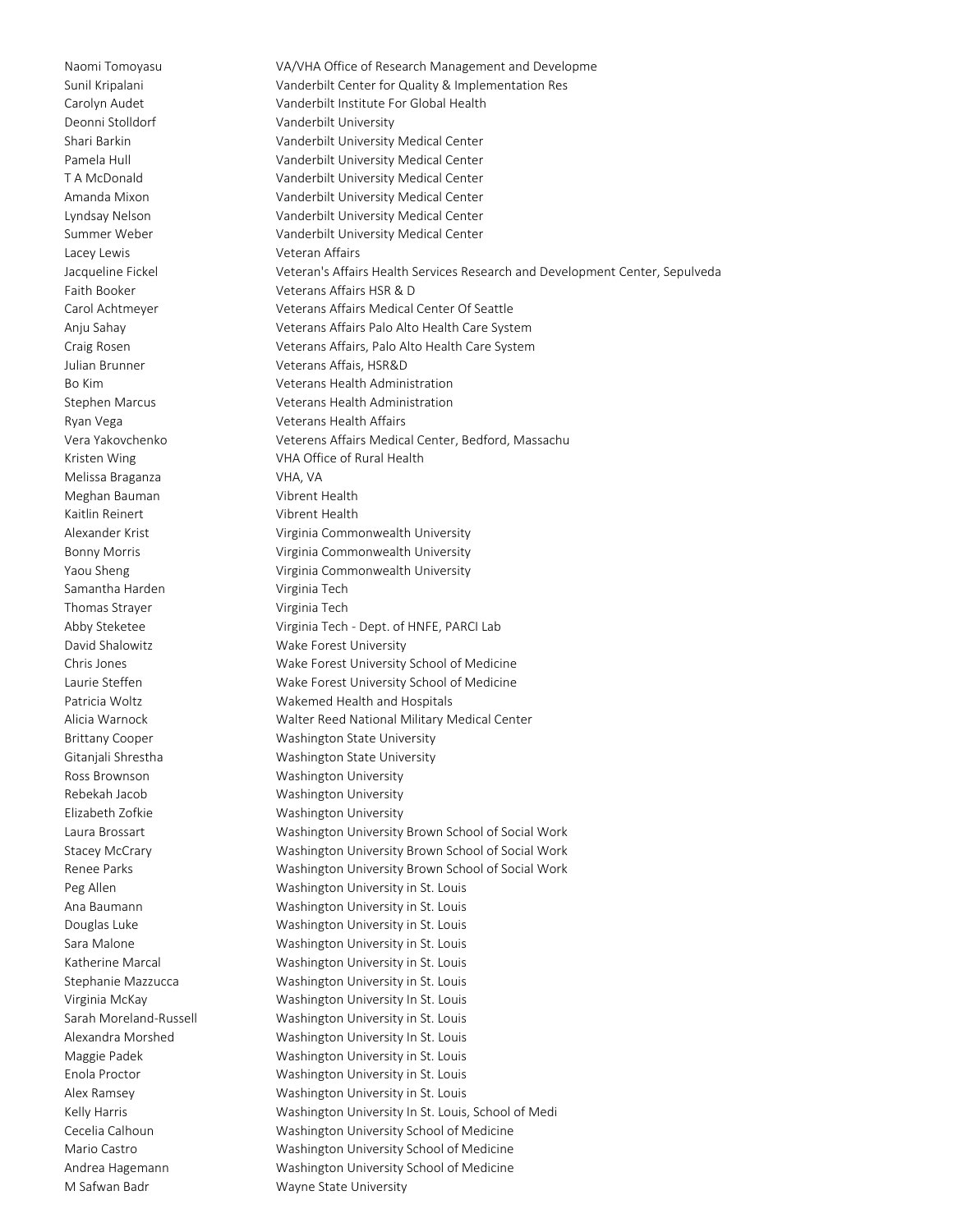| | |
|---|---|
| Naomi Tomoyasu | VA/VHA Office of Research Management and Developme |
| Sunil Kripalani | Vanderbilt Center for Quality & Implementation Res |
| Carolyn Audet | Vanderbilt Institute For Global Health |
| Deonni Stolldorf | Vanderbilt University |
| Shari Barkin | Vanderbilt University Medical Center |
| Pamela Hull | Vanderbilt University Medical Center |
| T A McDonald | Vanderbilt University Medical Center |
| Amanda Mixon | Vanderbilt University Medical Center |
| Lyndsay Nelson | Vanderbilt University Medical Center |
| Summer Weber | Vanderbilt University Medical Center |
| Lacey Lewis | Veteran Affairs |
| Jacqueline Fickel | Veteran's Affairs Health Services Research and Development Center, Sepulveda |
| Faith Booker | Veterans Affairs HSR & D |
| Carol Achtmeyer | Veterans Affairs Medical Center Of Seattle |
| Anju Sahay | Veterans Affairs Palo Alto Health Care System |
| Craig Rosen | Veterans Affairs, Palo Alto Health Care System |
| Julian Brunner | Veterans Affais, HSR&D |
| Bo Kim | Veterans Health Administration |
| Stephen Marcus | Veterans Health Administration |
| Ryan Vega | Veterans Health Affairs |
| Vera Yakovchenko | Veterens Affairs Medical Center, Bedford, Massachu |
| Kristen Wing | VHA Office of Rural Health |
| Melissa Braganza | VHA, VA |
| Meghan Bauman | Vibrent Health |
| Kaitlin Reinert | Vibrent Health |
| Alexander Krist | Virginia Commonwealth University |
| Bonny Morris | Virginia Commonwealth University |
| Yaou Sheng | Virginia Commonwealth University |
| Samantha Harden | Virginia Tech |
| Thomas Strayer | Virginia Tech |
| Abby Steketee | Virginia Tech - Dept. of HNFE, PARCI Lab |
| David Shalowitz | Wake Forest University |
| Chris Jones | Wake Forest University School of Medicine |
| Laurie Steffen | Wake Forest University School of Medicine |
| Patricia Woltz | Wakemed Health and Hospitals |
| Alicia Warnock | Walter Reed National Military Medical Center |
| Brittany Cooper | Washington State University |
| Gitanjali Shrestha | Washington State University |
| Ross Brownson | Washington University |
| Rebekah Jacob | Washington University |
| Elizabeth Zofkie | Washington University |
| Laura Brossart | Washington University Brown School of Social Work |
| Stacey McCrary | Washington University Brown School of Social Work |
| Renee Parks | Washington University Brown School of Social Work |
| Peg Allen | Washington University in St. Louis |
| Ana Baumann | Washington University in St. Louis |
| Douglas Luke | Washington University in St. Louis |
| Sara Malone | Washington University in St. Louis |
| Katherine Marcal | Washington University in St. Louis |
| Stephanie Mazzucca | Washington University in St. Louis |
| Virginia McKay | Washington University In St. Louis |
| Sarah Moreland-Russell | Washington University in St. Louis |
| Alexandra Morshed | Washington University In St. Louis |
| Maggie Padek | Washington University in St. Louis |
| Enola Proctor | Washington University in St. Louis |
| Alex Ramsey | Washington University in St. Louis |
| Kelly Harris | Washington University In St. Louis, School of Medi |
| Cecelia Calhoun | Washington University School of Medicine |
| Mario Castro | Washington University School of Medicine |
| Andrea Hagemann | Washington University School of Medicine |
| M Safwan Badr | Wayne State University |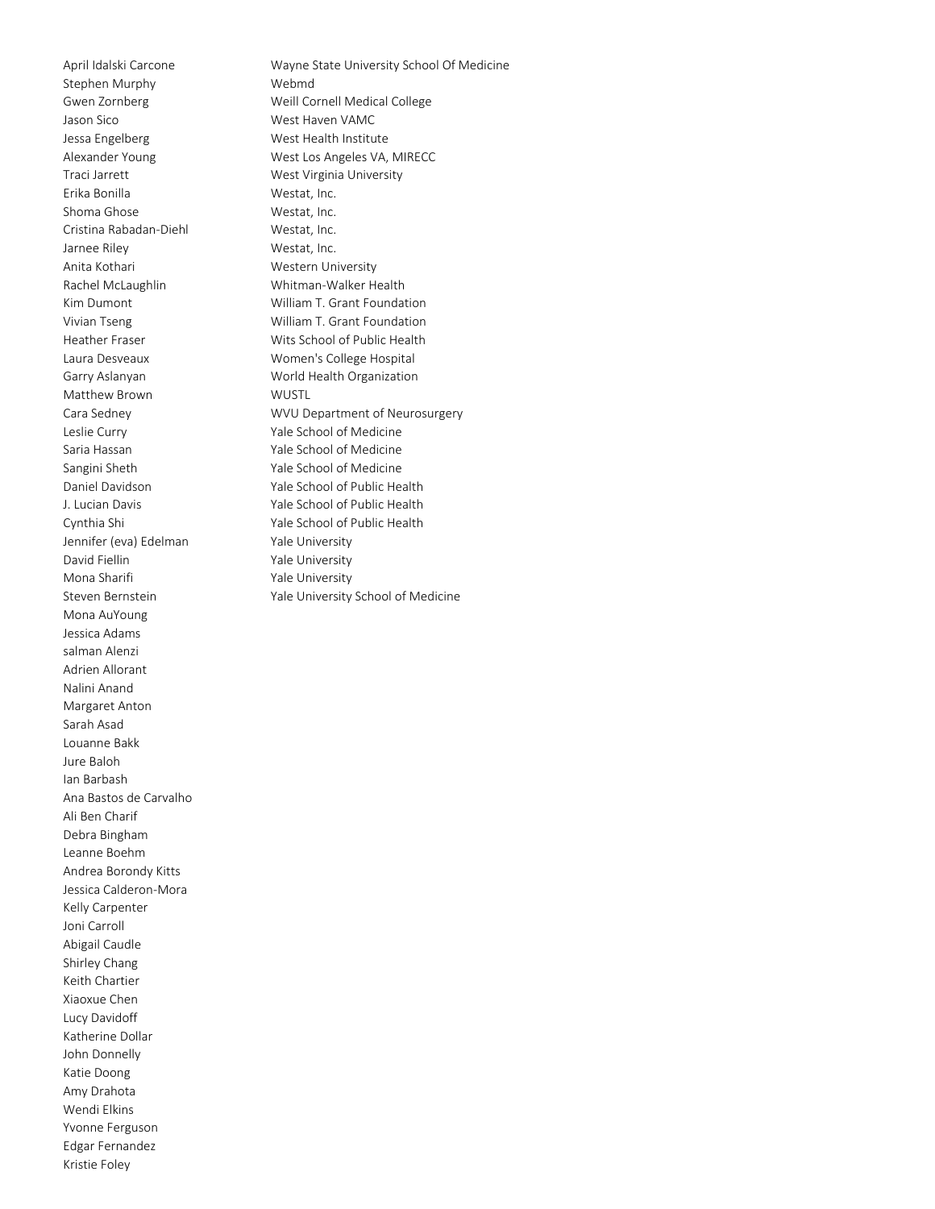| | |
|---|---|
| April Idalski Carcone | Wayne State University School Of Medicine |
| Stephen Murphy | Webmd |
| Gwen Zornberg | Weill Cornell Medical College |
| Jason Sico | West Haven VAMC |
| Jessa Engelberg | West Health Institute |
| Alexander Young | West Los Angeles VA, MIRECC |
| Traci Jarrett | West Virginia University |
| Erika Bonilla | Westat, Inc. |
| Shoma Ghose | Westat, Inc. |
| Cristina Rabadan-Diehl | Westat, Inc. |
| Jarnee Riley | Westat, Inc. |
| Anita Kothari | Western University |
| Rachel McLaughlin | Whitman-Walker Health |
| Kim Dumont | William T. Grant Foundation |
| Vivian Tseng | William T. Grant Foundation |
| Heather Fraser | Wits School of Public Health |
| Laura Desveaux | Women's College Hospital |
| Garry Aslanyan | World Health Organization |
| Matthew Brown | WUSTL |
| Cara Sedney | WVU Department of Neurosurgery |
| Leslie Curry | Yale School of Medicine |
| Saria Hassan | Yale School of Medicine |
| Sangini Sheth | Yale School of Medicine |
| Daniel Davidson | Yale School of Public Health |
| J. Lucian Davis | Yale School of Public Health |
| Cynthia Shi | Yale School of Public Health |
| Jennifer (eva) Edelman | Yale University |
| David Fiellin | Yale University |
| Mona Sharifi | Yale University |
| Steven Bernstein | Yale University School of Medicine |
| Mona AuYoung | |
| Jessica Adams | |
| salman Alenzi | |
| Adrien Allorant | |
| Nalini Anand | |
| Margaret Anton | |
| Sarah Asad | |
| Louanne Bakk | |
| Jure Baloh | |
| Ian Barbash | |
| Ana Bastos de Carvalho | |
| Ali Ben Charif | |
| Debra Bingham | |
| Leanne Boehm | |
| Andrea Borondy Kitts | |
| Jessica Calderon-Mora | |
| Kelly Carpenter | |
| Joni Carroll | |
| Abigail Caudle | |
| Shirley Chang | |
| Keith Chartier | |
| Xiaoxue Chen | |
| Lucy Davidoff | |
| Katherine Dollar | |
| John Donnelly | |
| Katie Doong | |
| Amy Drahota | |
| Wendi Elkins | |
| Yvonne Ferguson | |
| Edgar Fernandez | |
| Kristie Foley | |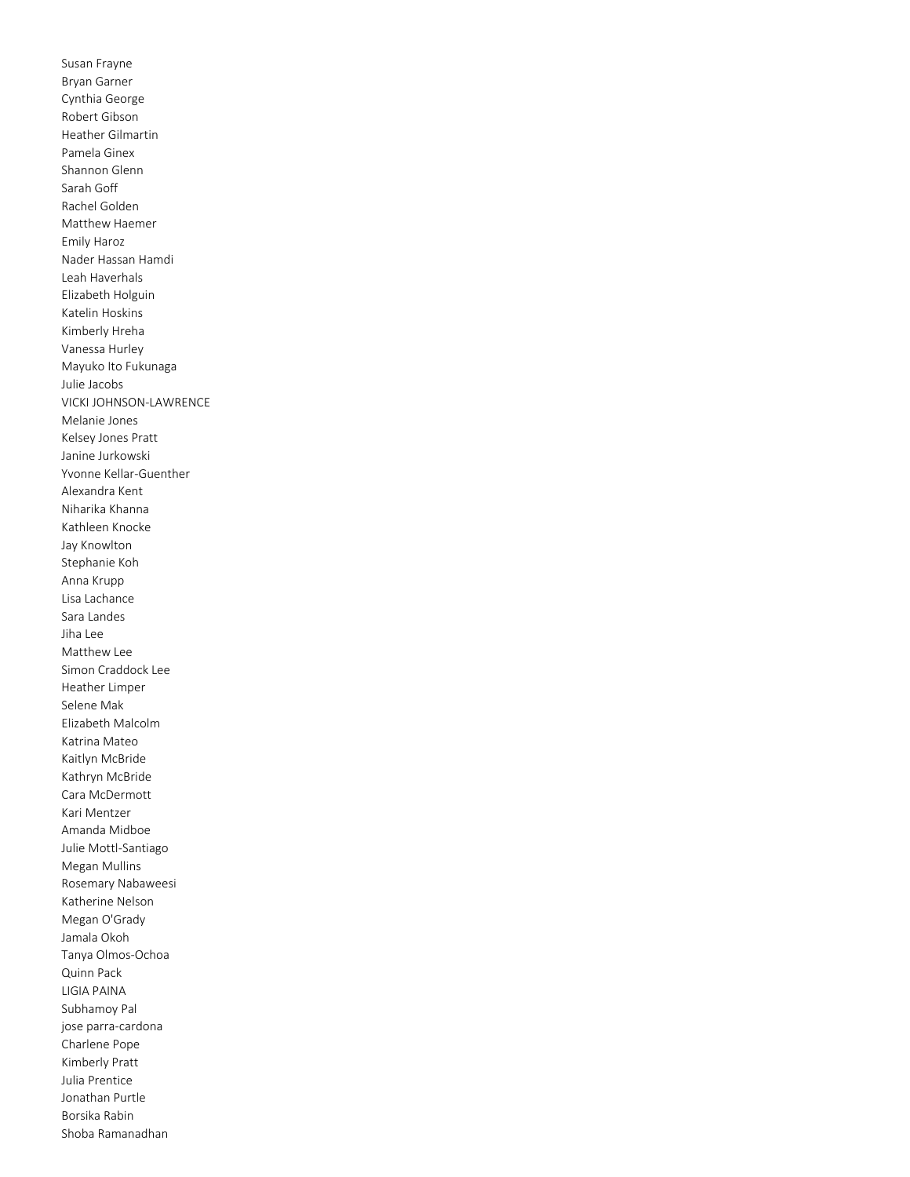Susan Frayne
Bryan Garner
Cynthia George
Robert Gibson
Heather Gilmartin
Pamela Ginex
Shannon Glenn
Sarah Goff
Rachel Golden
Matthew Haemer
Emily Haroz
Nader Hassan Hamdi
Leah Haverhals
Elizabeth Holguin
Katelin Hoskins
Kimberly Hreha
Vanessa Hurley
Mayuko Ito Fukunaga
Julie Jacobs
VICKI JOHNSON-LAWRENCE
Melanie Jones
Kelsey Jones Pratt
Janine Jurkowski
Yvonne Kellar-Guenther
Alexandra Kent
Niharika Khanna
Kathleen Knocke
Jay Knowlton
Stephanie Koh
Anna Krupp
Lisa Lachance
Sara Landes
Jiha Lee
Matthew Lee
Simon Craddock Lee
Heather Limper
Selene Mak
Elizabeth Malcolm
Katrina Mateo
Kaitlyn McBride
Kathryn McBride
Cara McDermott
Kari Mentzer
Amanda Midboe
Julie Mottl-Santiago
Megan Mullins
Rosemary Nabaweesi
Katherine Nelson
Megan O'Grady
Jamala Okoh
Tanya Olmos-Ochoa
Quinn Pack
LIGIA PAINA
Subhamoy Pal
jose parra-cardona
Charlene Pope
Kimberly Pratt
Julia Prentice
Jonathan Purtle
Borsika Rabin
Shoba Ramanadhan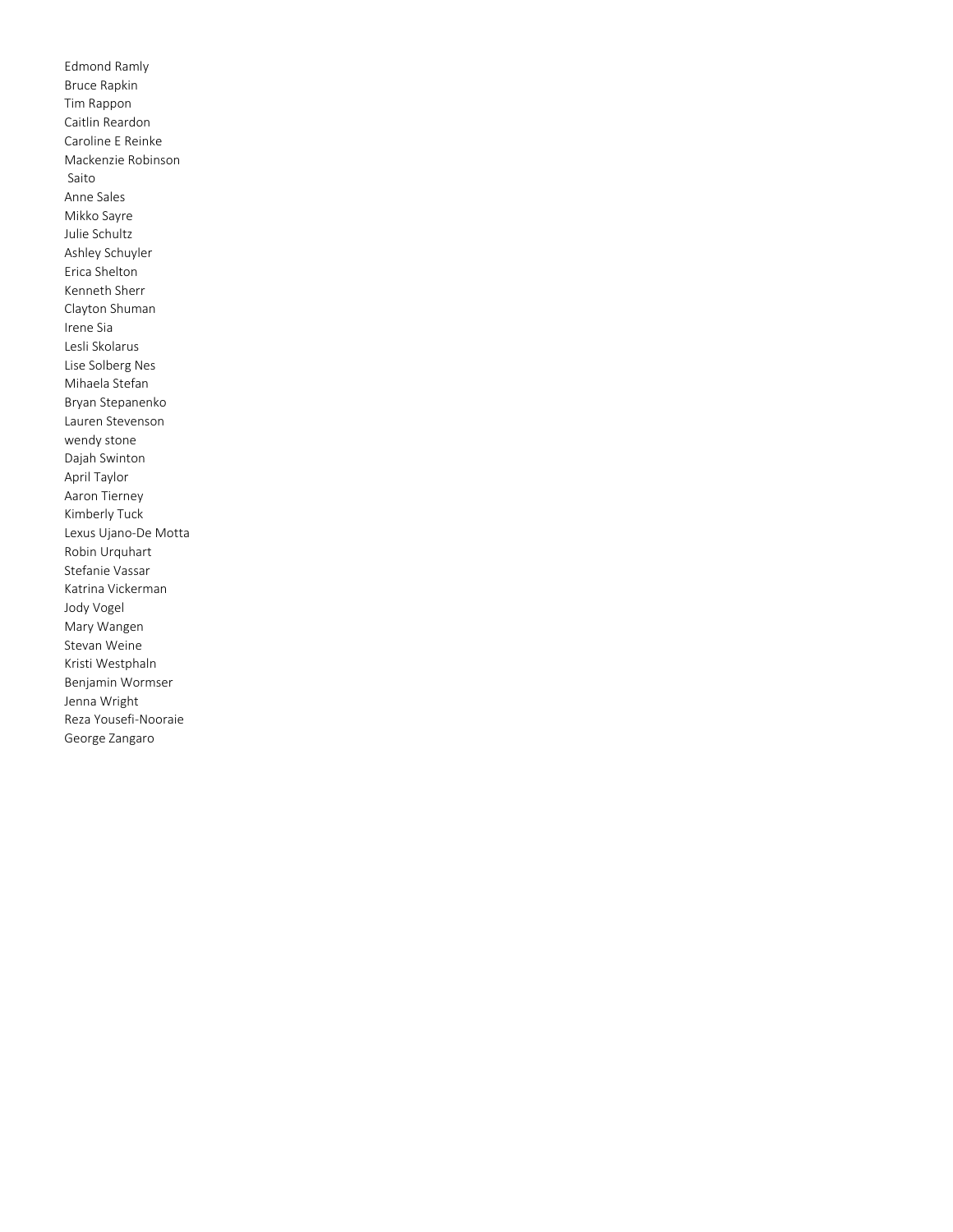Edmond Ramly
Bruce Rapkin
Tim Rappon
Caitlin Reardon
Caroline E Reinke
Mackenzie Robinson
Saito
Anne Sales
Mikko Sayre
Julie Schultz
Ashley Schuyler
Erica Shelton
Kenneth Sherr
Clayton Shuman
Irene Sia
Lesli Skolarus
Lise Solberg Nes
Mihaela Stefan
Bryan Stepanenko
Lauren Stevenson
wendy stone
Dajah Swinton
April Taylor
Aaron Tierney
Kimberly Tuck
Lexus Ujano-De Motta
Robin Urquhart
Stefanie Vassar
Katrina Vickerman
Jody Vogel
Mary Wangen
Stevan Weine
Kristi Westphaln
Benjamin Wormser
Jenna Wright
Reza Yousefi-Nooraie
George Zangaro